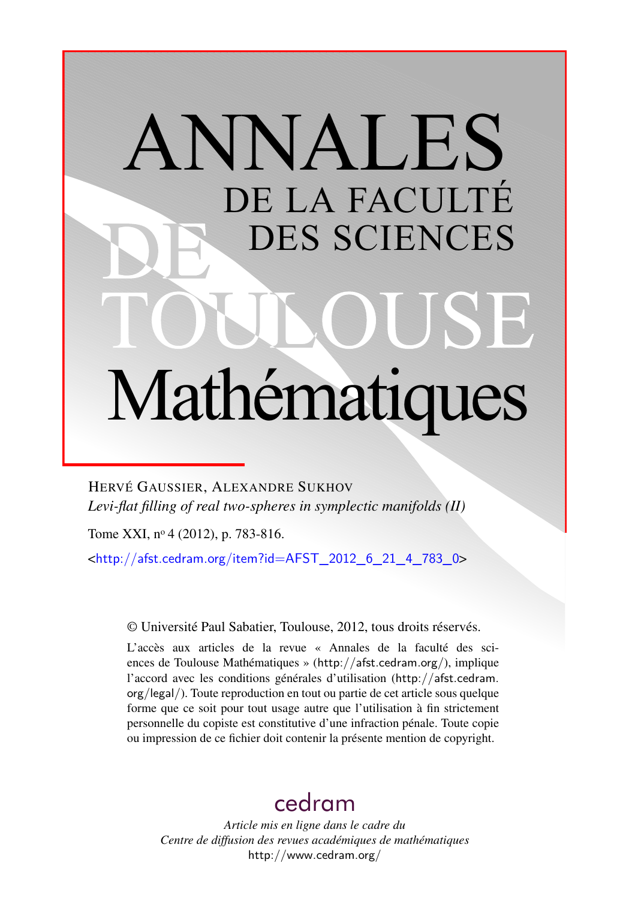# ANNALES DE LA FACULTÉ DES SCIENCES DE TOULOUSE Mathématiques

HERVÉ GAUSSIER, ALEXANDRE SUKHOV

*Levi-flat filling of real two-spheres in symplectic manifolds (II)*

Tome XXI, nº 4 (2012), p. 783-816.

<http://afst.cedram.org/item?id=AFST_2012_6_21_4_783_0>

© Université Paul Sabatier, Toulouse, 2012, tous droits réservés.

L'accès aux articles de la revue « Annales de la faculté des sciences de Toulouse Mathématiques » (http://afst.cedram.org/), implique l'accord avec les conditions générales d'utilisation (http://afst.cedram.org/legal/). Toute reproduction en tout ou partie de cet article sous quelque forme que ce soit pour tout usage autre que l'utilisation à fin strictement personnelle du copiste est constitutive d'une infraction pénale. Toute copie ou impression de ce fichier doit contenir la présente mention de copyright.

cedram

*Article mis en ligne dans le cadre du*
*Centre de diffusion des revues académiques de mathématiques*
http://www.cedram.org/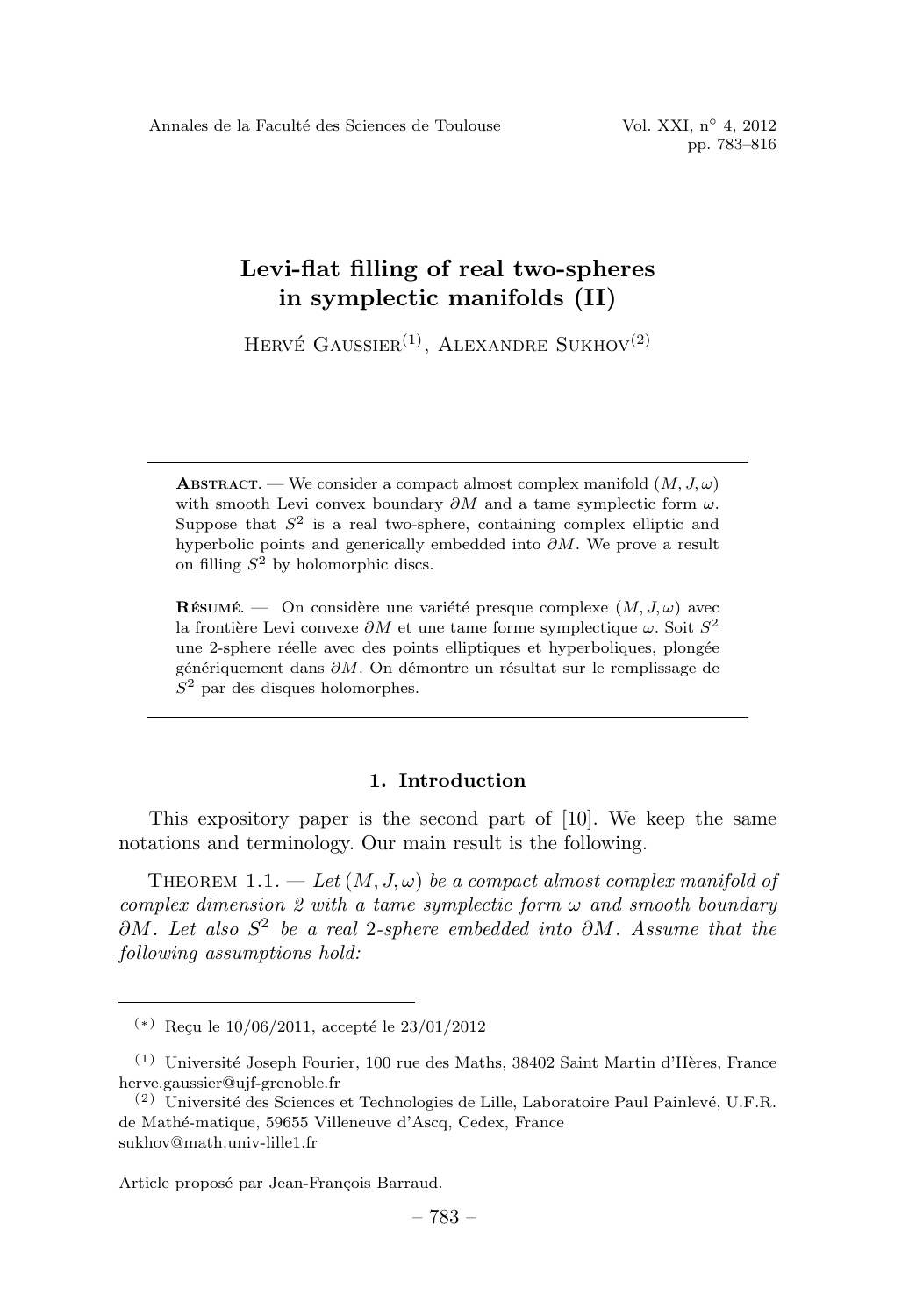# Levi-flat filling of real two-spheres in symplectic manifolds (II)

Hervé Gaussier[(1)], Alexandre Sukhov[(2)]

---

**Abstract**. — We consider a compact almost complex manifold $(M, J, \omega)$ with smooth Levi convex boundary $\partial M$ and a tame symplectic form $\omega$. Suppose that $S^2$ is a real two-sphere, containing complex elliptic and hyperbolic points and generically embedded into $\partial M$. We prove a result on filling $S^2$ by holomorphic discs.

**Résumé**. — On considère une variété presque complexe $(M, J, \omega)$ avec la frontière Levi convexe $\partial M$ et une tame forme symplectique $\omega$. Soit $S^2$ une 2-sphere réelle avec des points elliptiques et hyperboliques, plongée génériquement dans $\partial M$. On démontre un résultat sur le remplissage de $S^2$ par des disques holomorphes.

---

## 1. Introduction

This expository paper is the second part of [10]. We keep the same notations and terminology. Our main result is the following.

Theorem 1.1. — *Let $(M, J, \omega)$ be a compact almost complex manifold of complex dimension 2 with a tame symplectic form $\omega$ and smooth boundary $\partial M$. Let also $S^2$ be a real 2-sphere embedded into $\partial M$. Assume that the following assumptions hold:*

---

(*) Reçu le 10/06/2011, accepté le 23/01/2012

(1) Université Joseph Fourier, 100 rue des Maths, 38402 Saint Martin d'Hères, France
herve.gaussier@ujf-grenoble.fr

(2) Université des Sciences et Technologies de Lille, Laboratoire Paul Painlevé, U.F.R. de Mathé-matique, 59655 Villeneuve d'Ascq, Cedex, France
sukhov@math.univ-lille1.fr

Article proposé par Jean-François Barraud.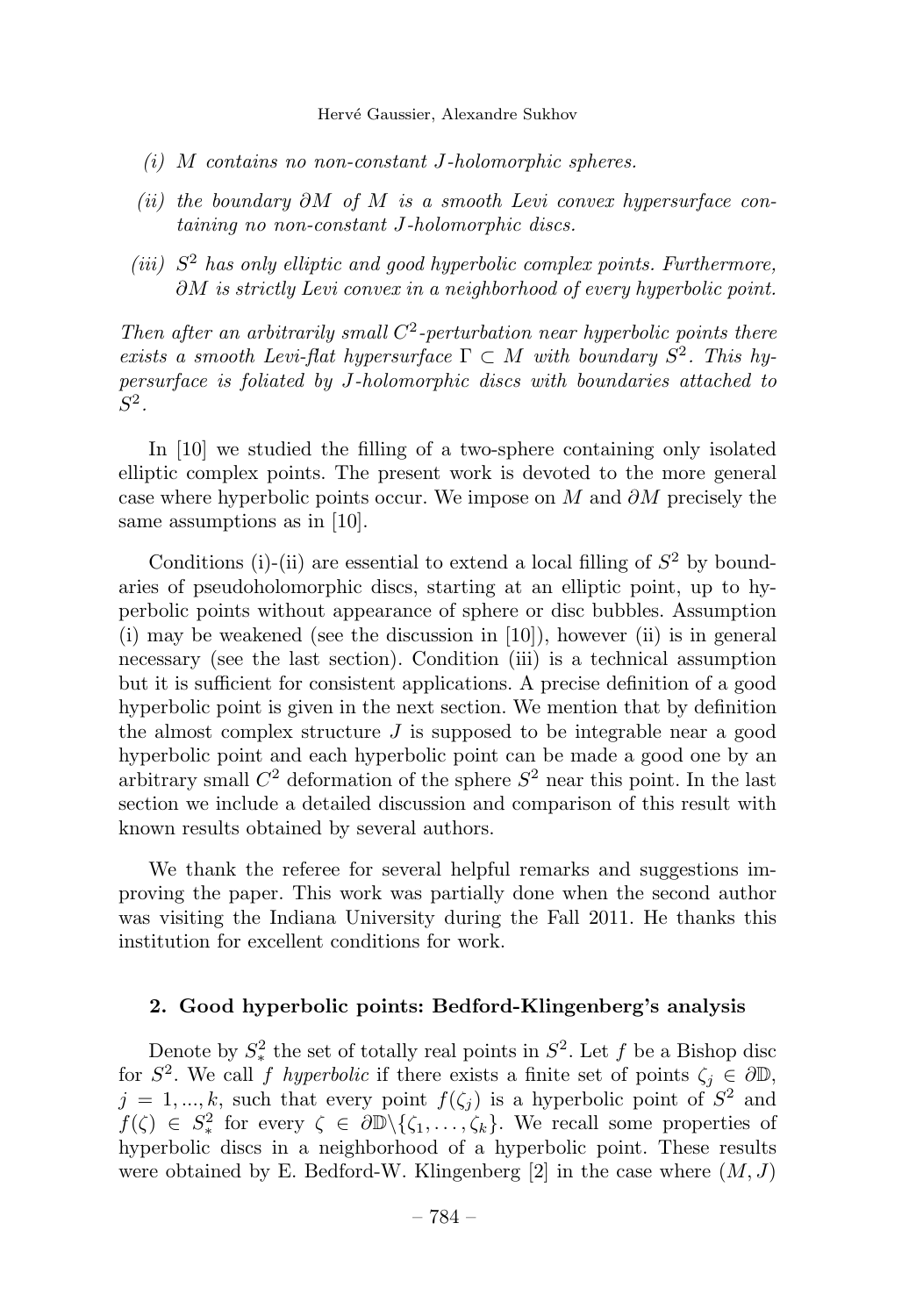*(i) $M$ contains no non-constant $J$-holomorphic spheres.*

*(ii) the boundary $\partial M$ of $M$ is a smooth Levi convex hypersurface containing no non-constant $J$-holomorphic discs.*

*(iii) $S^2$ has only elliptic and good hyperbolic complex points. Furthermore, $\partial M$ is strictly Levi convex in a neighborhood of every hyperbolic point.*

*Then after an arbitrarily small $C^2$-perturbation near hyperbolic points there exists a smooth Levi-flat hypersurface $\Gamma \subset M$ with boundary $S^2$. This hypersurface is foliated by $J$-holomorphic discs with boundaries attached to $S^2$.*

In [10] we studied the filling of a two-sphere containing only isolated elliptic complex points. The present work is devoted to the more general case where hyperbolic points occur. We impose on $M$ and $\partial M$ precisely the same assumptions as in [10].

Conditions (i)-(ii) are essential to extend a local filling of $S^2$ by boundaries of pseudoholomorphic discs, starting at an elliptic point, up to hyperbolic points without appearance of sphere or disc bubbles. Assumption (i) may be weakened (see the discussion in [10]), however (ii) is in general necessary (see the last section). Condition (iii) is a technical assumption but it is sufficient for consistent applications. A precise definition of a good hyperbolic point is given in the next section. We mention that by definition the almost complex structure $J$ is supposed to be integrable near a good hyperbolic point and each hyperbolic point can be made a good one by an arbitrary small $C^2$ deformation of the sphere $S^2$ near this point. In the last section we include a detailed discussion and comparison of this result with known results obtained by several authors.

We thank the referee for several helpful remarks and suggestions improving the paper. This work was partially done when the second author was visiting the Indiana University during the Fall 2011. He thanks this institution for excellent conditions for work.

## 2. Good hyperbolic points: Bedford-Klingenberg's analysis

Denote by $S^2_*$ the set of totally real points in $S^2$. Let $f$ be a Bishop disc for $S^2$. We call $f$ *hyperbolic* if there exists a finite set of points $\zeta_j \in \partial\mathbb{D}$, $j = 1, ..., k$, such that every point $f(\zeta_j)$ is a hyperbolic point of $S^2$ and $f(\zeta) \in S^2_*$ for every $\zeta \in \partial\mathbb{D}\backslash\{\zeta_1, \dots, \zeta_k\}$. We recall some properties of hyperbolic discs in a neighborhood of a hyperbolic point. These results were obtained by E. Bedford-W. Klingenberg [2] in the case where $(M, J)$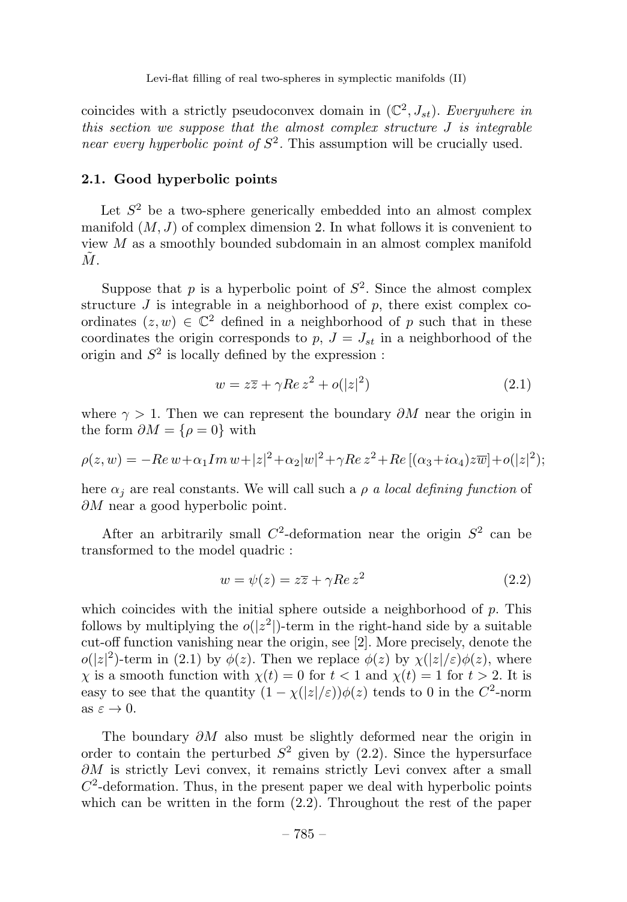coincides with a strictly pseudoconvex domain in $(\mathbb{C}^2, J_{st})$. *Everywhere in this section we suppose that the almost complex structure $J$ is integrable near every hyperbolic point of $S^2$.* This assumption will be crucially used.

### 2.1. Good hyperbolic points

Let $S^2$ be a two-sphere generically embedded into an almost complex manifold $(M, J)$ of complex dimension 2. In what follows it is convenient to view $M$ as a smoothly bounded subdomain in an almost complex manifold $\tilde{M}$.

Suppose that $p$ is a hyperbolic point of $S^2$. Since the almost complex structure $J$ is integrable in a neighborhood of $p$, there exist complex coordinates $(z, w) \in \mathbb{C}^2$ defined in a neighborhood of $p$ such that in these coordinates the origin corresponds to $p$, $J = J_{st}$ in a neighborhood of the origin and $S^2$ is locally defined by the expression :

$$w = z\overline{z} + \gamma Re\, z^2 + o(|z|^2) \tag{2.1}$$

where $\gamma > 1$. Then we can represent the boundary $\partial M$ near the origin in the form $\partial M = \{\rho = 0\}$ with

$$\rho(z, w) = -Re\, w + \alpha_1 Im\, w + |z|^2 + \alpha_2 |w|^2 + \gamma Re\, z^2 + Re\, [(\alpha_3 + i\alpha_4) z\overline{w}] + o(|z|^2);$$

here $\alpha_j$ are real constants. We will call such a $\rho$ *a local defining function* of $\partial M$ near a good hyperbolic point.

After an arbitrarily small $C^2$-deformation near the origin $S^2$ can be transformed to the model quadric :

$$w = \psi(z) = z\overline{z} + \gamma Re\, z^2 \tag{2.2}$$

which coincides with the initial sphere outside a neighborhood of $p$. This follows by multiplying the $o(|z^2|)$-term in the right-hand side by a suitable cut-off function vanishing near the origin, see [2]. More precisely, denote the $o(|z|^2)$-term in (2.1) by $\phi(z)$. Then we replace $\phi(z)$ by $\chi(|z|/\varepsilon)\phi(z)$, where $\chi$ is a smooth function with $\chi(t) = 0$ for $t < 1$ and $\chi(t) = 1$ for $t > 2$. It is easy to see that the quantity $(1 - \chi(|z|/\varepsilon))\phi(z)$ tends to 0 in the $C^2$-norm as $\varepsilon \to 0$.

The boundary $\partial M$ also must be slightly deformed near the origin in order to contain the perturbed $S^2$ given by (2.2). Since the hypersurface $\partial M$ is strictly Levi convex, it remains strictly Levi convex after a small $C^2$-deformation. Thus, in the present paper we deal with hyperbolic points which can be written in the form (2.2). Throughout the rest of the paper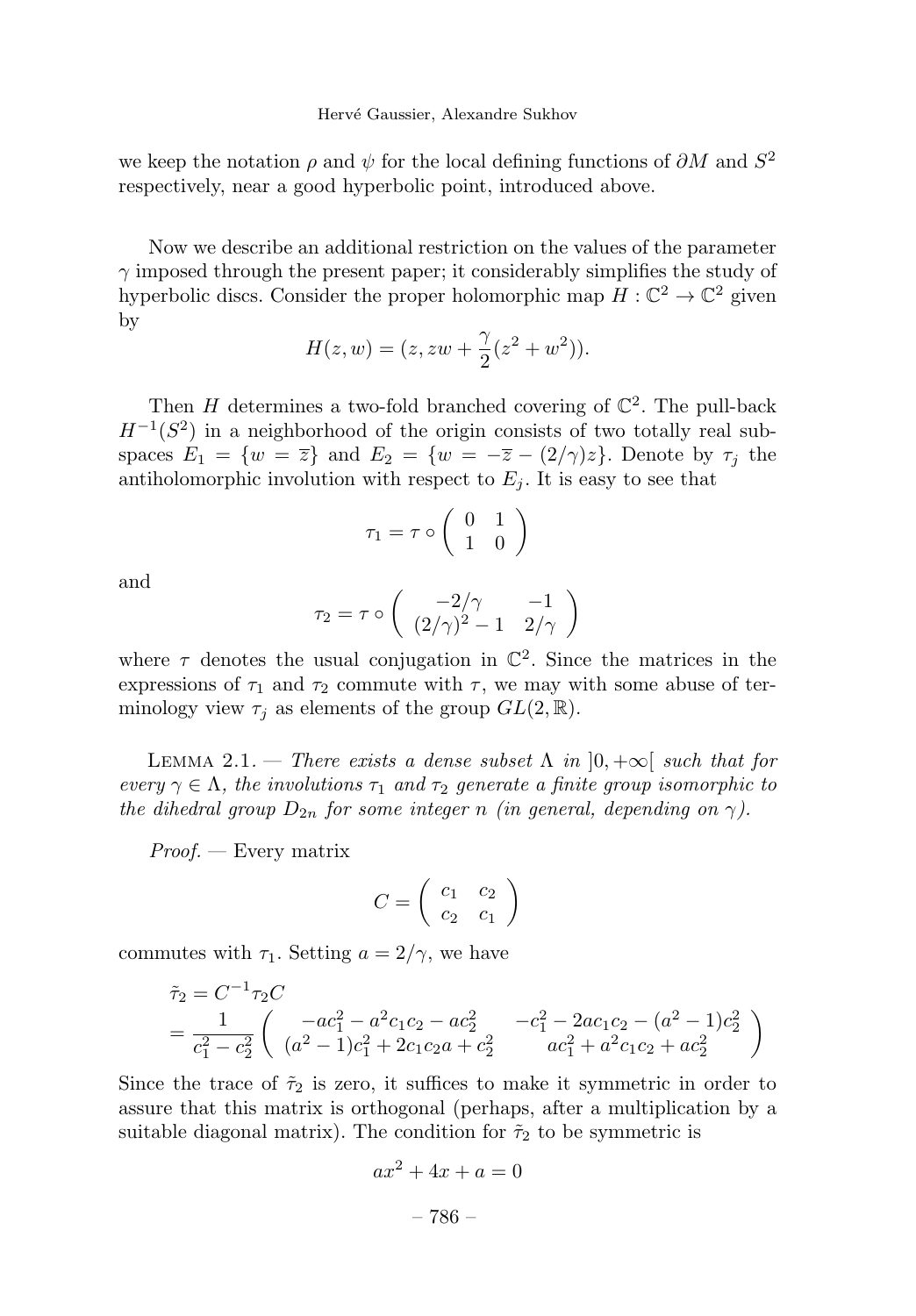we keep the notation $\rho$ and $\psi$ for the local defining functions of $\partial M$ and $S^2$ respectively, near a good hyperbolic point, introduced above.

Now we describe an additional restriction on the values of the parameter $\gamma$ imposed through the present paper; it considerably simplifies the study of hyperbolic discs. Consider the proper holomorphic map $H : \mathbb{C}^2 \to \mathbb{C}^2$ given by

$$H(z, w) = (z, zw + \frac{\gamma}{2}(z^2 + w^2)).$$

Then $H$ determines a two-fold branched covering of $\mathbb{C}^2$. The pull-back $H^{-1}(S^2)$ in a neighborhood of the origin consists of two totally real subspaces $E_1 = \{w = \overline{z}\}$ and $E_2 = \{w = -\overline{z} - (2/\gamma)z\}$. Denote by $\tau_j$ the antiholomorphic involution with respect to $E_j$. It is easy to see that

$$\tau_1 = \tau \circ \begin{pmatrix} 0 & 1 \\ 1 & 0 \end{pmatrix}$$

and

$$\tau_2 = \tau \circ \begin{pmatrix} -2/\gamma & -1 \\ (2/\gamma)^2 - 1 & 2/\gamma \end{pmatrix}$$

where $\tau$ denotes the usual conjugation in $\mathbb{C}^2$. Since the matrices in the expressions of $\tau_1$ and $\tau_2$ commute with $\tau$, we may with some abuse of terminology view $\tau_j$ as elements of the group $GL(2, \mathbb{R})$.

Lemma 2.1. — *There exists a dense subset $\Lambda$ in $]0, +\infty[$ such that for every $\gamma \in \Lambda$, the involutions $\tau_1$ and $\tau_2$ generate a finite group isomorphic to the dihedral group $D_{2n}$ for some integer $n$ (in general, depending on $\gamma$).*

*Proof.* — Every matrix

$$C = \begin{pmatrix} c_1 & c_2 \\ c_2 & c_1 \end{pmatrix}$$

commutes with $\tau_1$. Setting $a = 2/\gamma$, we have

$$\begin{aligned}
\tilde{\tau}_2 &= C^{-1}\tau_2 C \\
&= \frac{1}{c_1^2 - c_2^2} \begin{pmatrix} -ac_1^2 - a^2c_1c_2 - ac_2^2 & -c_1^2 - 2ac_1c_2 - (a^2-1)c_2^2 \\ (a^2-1)c_1^2 + 2c_1c_2a + c_2^2 & ac_1^2 + a^2c_1c_2 + ac_2^2 \end{pmatrix}
\end{aligned}$$

Since the trace of $\tilde{\tau}_2$ is zero, it suffices to make it symmetric in order to assure that this matrix is orthogonal (perhaps, after a multiplication by a suitable diagonal matrix). The condition for $\tilde{\tau}_2$ to be symmetric is

$$ax^2 + 4x + a = 0$$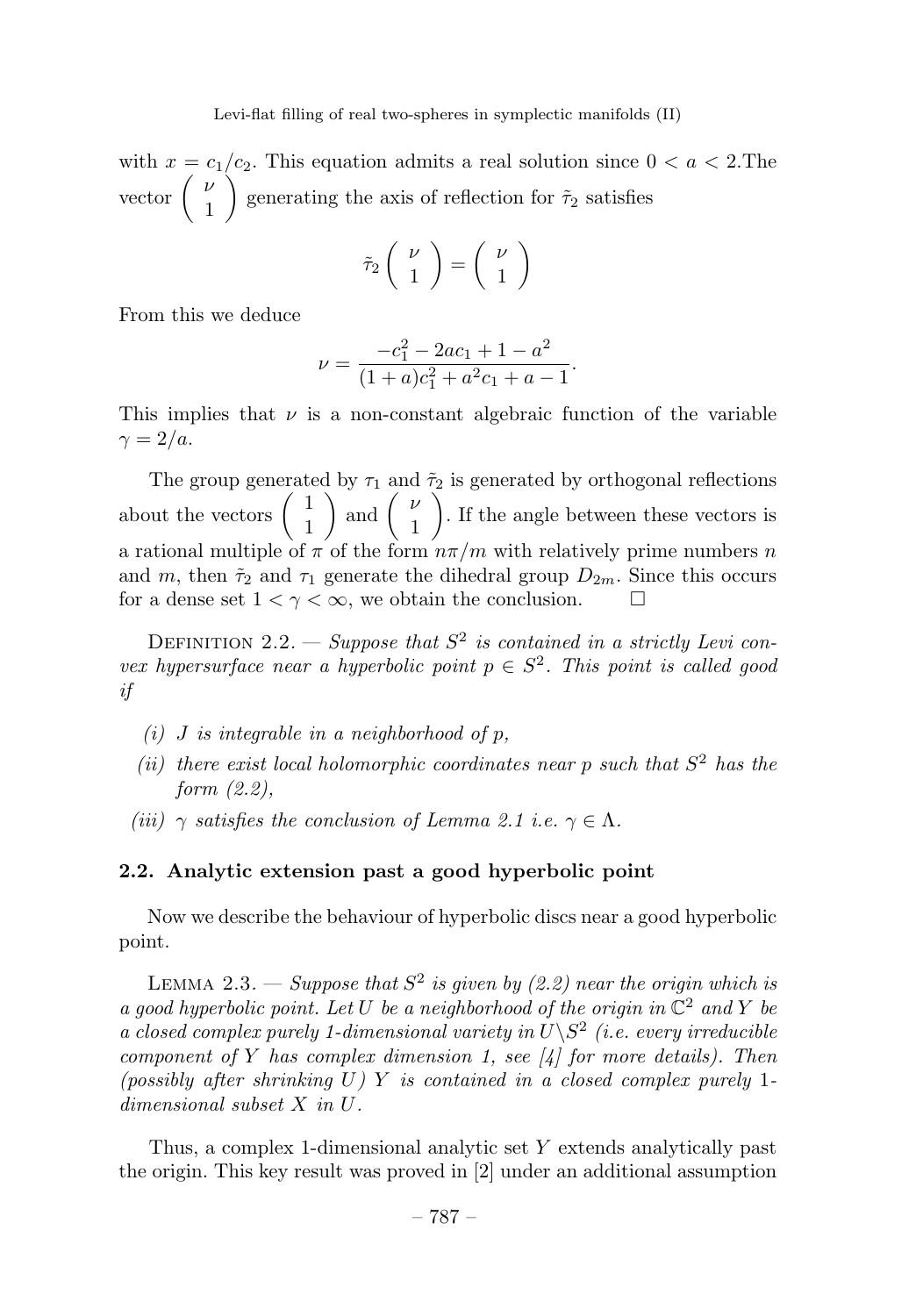with $x = c_1/c_2$. This equation admits a real solution since $0 < a < 2$.The vector $\begin{pmatrix} \nu \\ 1 \end{pmatrix}$ generating the axis of reflection for $\tilde{\tau}_2$ satisfies

$$\tilde{\tau}_2 \begin{pmatrix} \nu \\ 1 \end{pmatrix} = \begin{pmatrix} \nu \\ 1 \end{pmatrix}$$

From this we deduce

$$\nu = \frac{-c_1^2 - 2ac_1 + 1 - a^2}{(1+a)c_1^2 + a^2 c_1 + a - 1}.$$

This implies that $\nu$ is a non-constant algebraic function of the variable $\gamma = 2/a$.

The group generated by $\tau_1$ and $\tilde{\tau}_2$ is generated by orthogonal reflections about the vectors $\begin{pmatrix} 1 \\ 1 \end{pmatrix}$ and $\begin{pmatrix} \nu \\ 1 \end{pmatrix}$. If the angle between these vectors is a rational multiple of $\pi$ of the form $n\pi/m$ with relatively prime numbers $n$ and $m$, then $\tilde{\tau}_2$ and $\tau_1$ generate the dihedral group $D_{2m}$. Since this occurs for a dense set $1 < \gamma < \infty$, we obtain the conclusion. □

Definition 2.2. — *Suppose that $S^2$ is contained in a strictly Levi convex hypersurface near a hyperbolic point $p \in S^2$. This point is called good if*

*(i) $J$ is integrable in a neighborhood of $p$,*

*(ii) there exist local holomorphic coordinates near $p$ such that $S^2$ has the form (2.2),*

*(iii) $\gamma$ satisfies the conclusion of Lemma 2.1 i.e. $\gamma \in \Lambda$.*

### 2.2. Analytic extension past a good hyperbolic point

Now we describe the behaviour of hyperbolic discs near a good hyperbolic point.

Lemma 2.3. — *Suppose that $S^2$ is given by (2.2) near the origin which is a good hyperbolic point. Let $U$ be a neighborhood of the origin in $\mathbb{C}^2$ and $Y$ be a closed complex purely 1-dimensional variety in $U \backslash S^2$ (i.e. every irreducible component of $Y$ has complex dimension 1, see [4] for more details). Then (possibly after shrinking $U$) $Y$ is contained in a closed complex purely 1-dimensional subset $X$ in $U$.*

Thus, a complex 1-dimensional analytic set $Y$ extends analytically past the origin. This key result was proved in [2] under an additional assumption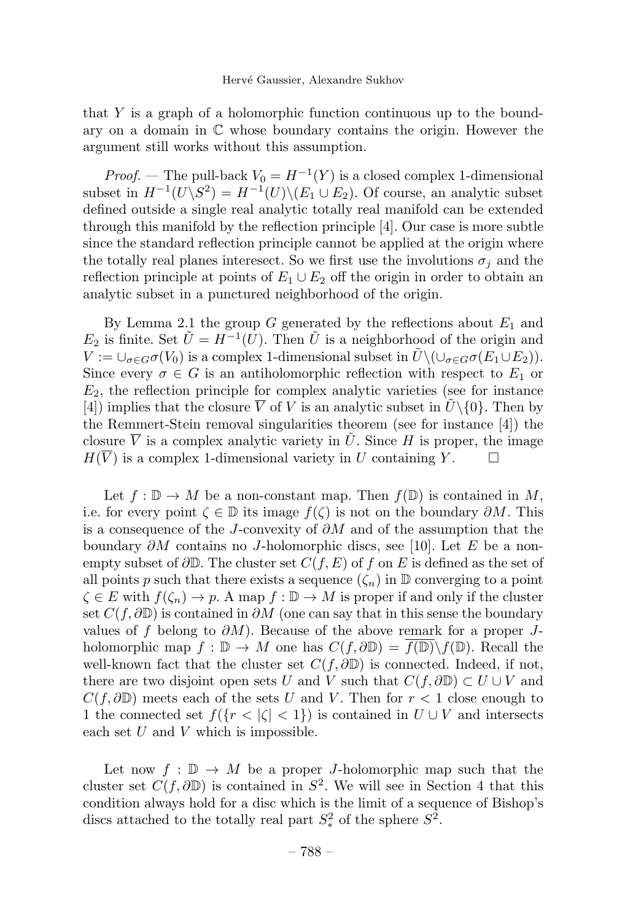that $Y$ is a graph of a holomorphic function continuous up to the boundary on a domain in $\mathbb{C}$ whose boundary contains the origin. However the argument still works without this assumption.

*Proof.* — The pull-back $V_0 = H^{-1}(Y)$ is a closed complex 1-dimensional subset in $H^{-1}(U \backslash S^2) = H^{-1}(U) \backslash (E_1 \cup E_2)$. Of course, an analytic subset defined outside a single real analytic totally real manifold can be extended through this manifold by the reflection principle [4]. Our case is more subtle since the standard reflection principle cannot be applied at the origin where the totally real planes interesect. So we first use the involutions $\sigma_j$ and the reflection principle at points of $E_1 \cup E_2$ off the origin in order to obtain an analytic subset in a punctured neighborhood of the origin.

By Lemma 2.1 the group $G$ generated by the reflections about $E_1$ and $E_2$ is finite. Set $\tilde{U} = H^{-1}(U)$. Then $\tilde{U}$ is a neighborhood of the origin and $V := \cup_{\sigma \in G} \sigma(V_0)$ is a complex 1-dimensional subset in $\tilde{U} \backslash (\cup_{\sigma \in G} \sigma(E_1 \cup E_2))$. Since every $\sigma \in G$ is an antiholomorphic reflection with respect to $E_1$ or $E_2$, the reflection principle for complex analytic varieties (see for instance [4]) implies that the closure $\overline{V}$ of $V$ is an analytic subset in $\tilde{U} \backslash \{0\}$. Then by the Remmert-Stein removal singularities theorem (see for instance [4]) the closure $\overline{V}$ is a complex analytic variety in $\tilde{U}$. Since $H$ is proper, the image $H(\overline{V})$ is a complex 1-dimensional variety in $U$ containing $Y$. $\square$

Let $f : \mathbb{D} \to M$ be a non-constant map. Then $f(\mathbb{D})$ is contained in $M$, i.e. for every point $\zeta \in \mathbb{D}$ its image $f(\zeta)$ is not on the boundary $\partial M$. This is a consequence of the $J$-convexity of $\partial M$ and of the assumption that the boundary $\partial M$ contains no $J$-holomorphic discs, see [10]. Let $E$ be a non-empty subset of $\partial \mathbb{D}$. The cluster set $C(f, E)$ of $f$ on $E$ is defined as the set of all points $p$ such that there exists a sequence $(\zeta_n)$ in $\mathbb{D}$ converging to a point $\zeta \in E$ with $f(\zeta_n) \to p$. A map $f : \mathbb{D} \to M$ is proper if and only if the cluster set $C(f, \partial \mathbb{D})$ is contained in $\partial M$ (one can say that in this sense the boundary values of $f$ belong to $\partial M$). Because of the above remark for a proper $J$-holomorphic map $f : \mathbb{D} \to M$ one has $C(f, \partial \mathbb{D}) = \overline{f(\mathbb{D})} \backslash f(\mathbb{D})$. Recall the well-known fact that the cluster set $C(f, \partial \mathbb{D})$ is connected. Indeed, if not, there are two disjoint open sets $U$ and $V$ such that $C(f, \partial \mathbb{D}) \subset U \cup V$ and $C(f, \partial \mathbb{D})$ meets each of the sets $U$ and $V$. Then for $r < 1$ close enough to 1 the connected set $f(\{r < |\zeta| < 1\})$ is contained in $U \cup V$ and intersects each set $U$ and $V$ which is impossible.

Let now $f : \mathbb{D} \to M$ be a proper $J$-holomorphic map such that the cluster set $C(f, \partial \mathbb{D})$ is contained in $S^2$. We will see in Section 4 that this condition always hold for a disc which is the limit of a sequence of Bishop's discs attached to the totally real part $S^2_*$ of the sphere $S^2$.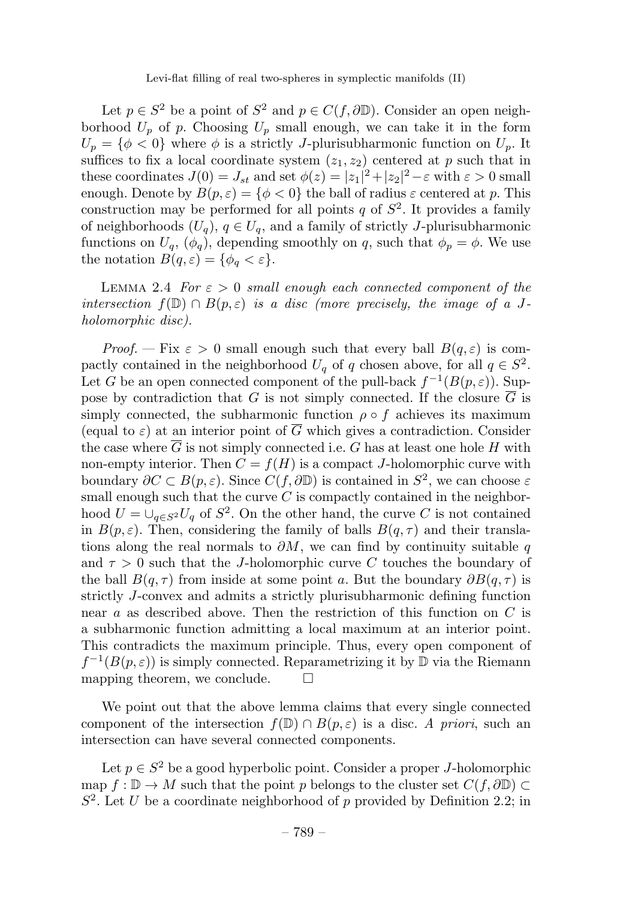Let $p \in S^2$ be a point of $S^2$ and $p \in C(f, \partial\mathbb{D})$. Consider an open neighborhood $U_p$ of $p$. Choosing $U_p$ small enough, we can take it in the form $U_p = \{\phi < 0\}$ where $\phi$ is a strictly $J$-plurisubharmonic function on $U_p$. It suffices to fix a local coordinate system $(z_1, z_2)$ centered at $p$ such that in these coordinates $J(0) = J_{st}$ and set $\phi(z) = |z_1|^2 + |z_2|^2 - \varepsilon$ with $\varepsilon > 0$ small enough. Denote by $B(p, \varepsilon) = \{\phi < 0\}$ the ball of radius $\varepsilon$ centered at $p$. This construction may be performed for all points $q$ of $S^2$. It provides a family of neighborhoods $(U_q)$, $q \in U_q$, and a family of strictly $J$-plurisubharmonic functions on $U_q$, $(\phi_q)$, depending smoothly on $q$, such that $\phi_p = \phi$. We use the notation $B(q, \varepsilon) = \{\phi_q < \varepsilon\}$.

Lemma 2.4 *For $\varepsilon > 0$ small enough each connected component of the intersection $f(\mathbb{D}) \cap B(p, \varepsilon)$ is a disc (more precisely, the image of a $J$-holomorphic disc).*

*Proof.* — Fix $\varepsilon > 0$ small enough such that every ball $B(q, \varepsilon)$ is compactly contained in the neighborhood $U_q$ of $q$ chosen above, for all $q \in S^2$. Let $G$ be an open connected component of the pull-back $f^{-1}(B(p, \varepsilon))$. Suppose by contradiction that $G$ is not simply connected. If the closure $\overline{G}$ is simply connected, the subharmonic function $\rho \circ f$ achieves its maximum (equal to $\varepsilon$) at an interior point of $\overline{G}$ which gives a contradiction. Consider the case where $\overline{G}$ is not simply connected i.e. $G$ has at least one hole $H$ with non-empty interior. Then $C = f(H)$ is a compact $J$-holomorphic curve with boundary $\partial C \subset B(p, \varepsilon)$. Since $C(f, \partial\mathbb{D})$ is contained in $S^2$, we can choose $\varepsilon$ small enough such that the curve $C$ is compactly contained in the neighborhood $U = \cup_{q \in S^2} U_q$ of $S^2$. On the other hand, the curve $C$ is not contained in $B(p, \varepsilon)$. Then, considering the family of balls $B(q, \tau)$ and their translations along the real normals to $\partial M$, we can find by continuity suitable $q$ and $\tau > 0$ such that the $J$-holomorphic curve $C$ touches the boundary of the ball $B(q, \tau)$ from inside at some point $a$. But the boundary $\partial B(q, \tau)$ is strictly $J$-convex and admits a strictly plurisubharmonic defining function near $a$ as described above. Then the restriction of this function on $C$ is a subharmonic function admitting a local maximum at an interior point. This contradicts the maximum principle. Thus, every open component of $f^{-1}(B(p, \varepsilon))$ is simply connected. Reparametrizing it by $\mathbb{D}$ via the Riemann mapping theorem, we conclude. $\square$

We point out that the above lemma claims that every single connected component of the intersection $f(\mathbb{D}) \cap B(p, \varepsilon)$ is a disc. *A priori*, such an intersection can have several connected components.

Let $p \in S^2$ be a good hyperbolic point. Consider a proper $J$-holomorphic map $f : \mathbb{D} \to M$ such that the point $p$ belongs to the cluster set $C(f, \partial\mathbb{D}) \subset S^2$. Let $U$ be a coordinate neighborhood of $p$ provided by Definition 2.2; in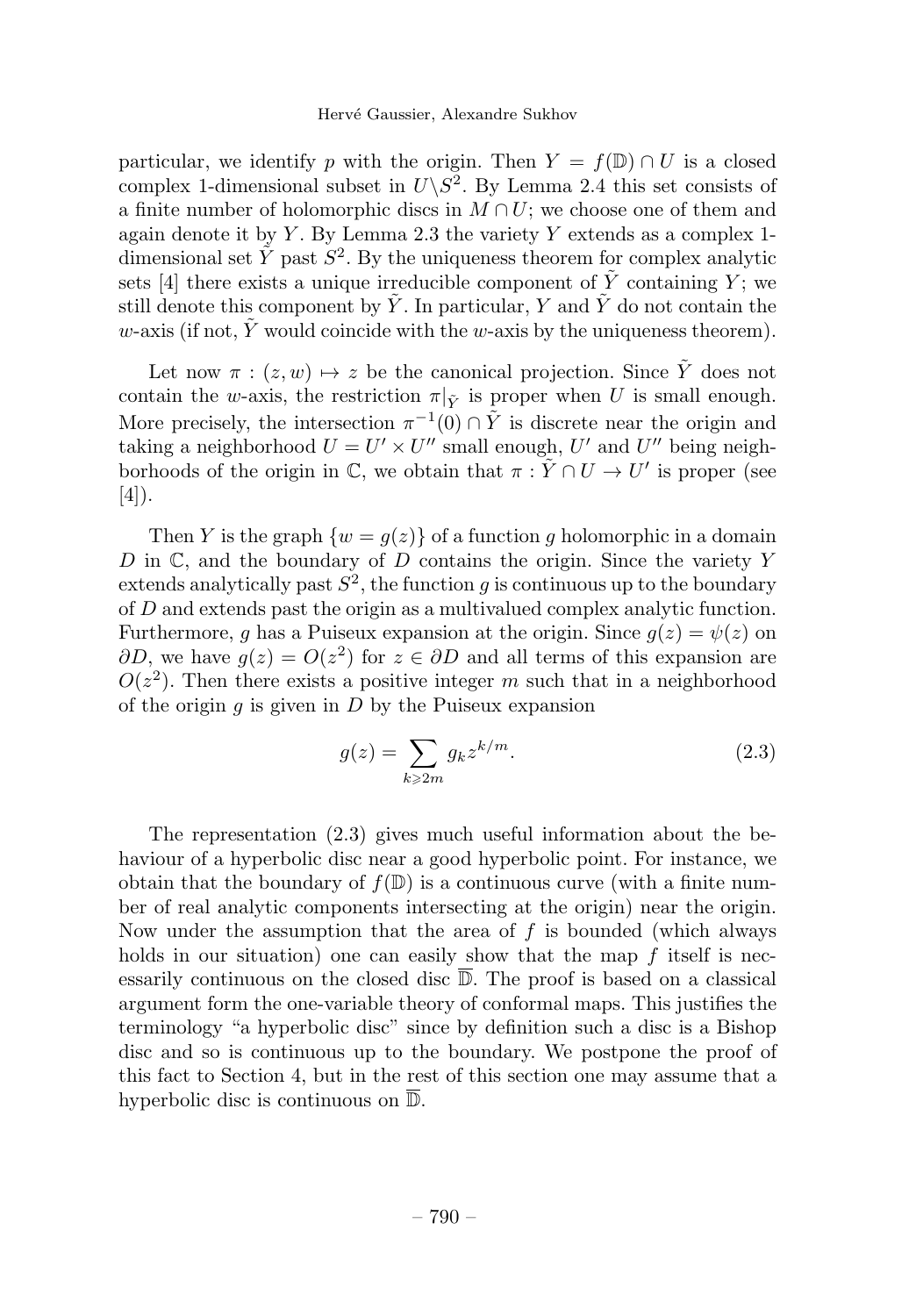particular, we identify $p$ with the origin. Then $Y = f(\mathbb{D}) \cap U$ is a closed complex 1-dimensional subset in $U \backslash S^2$. By Lemma 2.4 this set consists of a finite number of holomorphic discs in $M \cap U$; we choose one of them and again denote it by $Y$. By Lemma 2.3 the variety $Y$ extends as a complex 1-dimensional set $\tilde{Y}$ past $S^2$. By the uniqueness theorem for complex analytic sets [4] there exists a unique irreducible component of $\tilde{Y}$ containing $Y$; we still denote this component by $\tilde{Y}$. In particular, $Y$ and $\tilde{Y}$ do not contain the $w$-axis (if not, $\tilde{Y}$ would coincide with the $w$-axis by the uniqueness theorem).

Let now $\pi : (z, w) \mapsto z$ be the canonical projection. Since $\tilde{Y}$ does not contain the $w$-axis, the restriction $\pi|_{\tilde{Y}}$ is proper when $U$ is small enough. More precisely, the intersection $\pi^{-1}(0) \cap \tilde{Y}$ is discrete near the origin and taking a neighborhood $U = U' \times U''$ small enough, $U'$ and $U''$ being neighborhoods of the origin in $\mathbb{C}$, we obtain that $\pi : \tilde{Y} \cap U \to U'$ is proper (see [4]).

Then $Y$ is the graph $\{w = g(z)\}$ of a function $g$ holomorphic in a domain $D$ in $\mathbb{C}$, and the boundary of $D$ contains the origin. Since the variety $Y$ extends analytically past $S^2$, the function $g$ is continuous up to the boundary of $D$ and extends past the origin as a multivalued complex analytic function. Furthermore, $g$ has a Puiseux expansion at the origin. Since $g(z) = \psi(z)$ on $\partial D$, we have $g(z) = O(z^2)$ for $z \in \partial D$ and all terms of this expansion are $O(z^2)$. Then there exists a positive integer $m$ such that in a neighborhood of the origin $g$ is given in $D$ by the Puiseux expansion

$$g(z) = \sum_{k \geqslant 2m} g_k z^{k/m}. \tag{2.3}$$

The representation (2.3) gives much useful information about the behaviour of a hyperbolic disc near a good hyperbolic point. For instance, we obtain that the boundary of $f(\mathbb{D})$ is a continuous curve (with a finite number of real analytic components intersecting at the origin) near the origin. Now under the assumption that the area of $f$ is bounded (which always holds in our situation) one can easily show that the map $f$ itself is necessarily continuous on the closed disc $\overline{\mathbb{D}}$. The proof is based on a classical argument form the one-variable theory of conformal maps. This justifies the terminology "a hyperbolic disc" since by definition such a disc is a Bishop disc and so is continuous up to the boundary. We postpone the proof of this fact to Section 4, but in the rest of this section one may assume that a hyperbolic disc is continuous on $\overline{\mathbb{D}}$.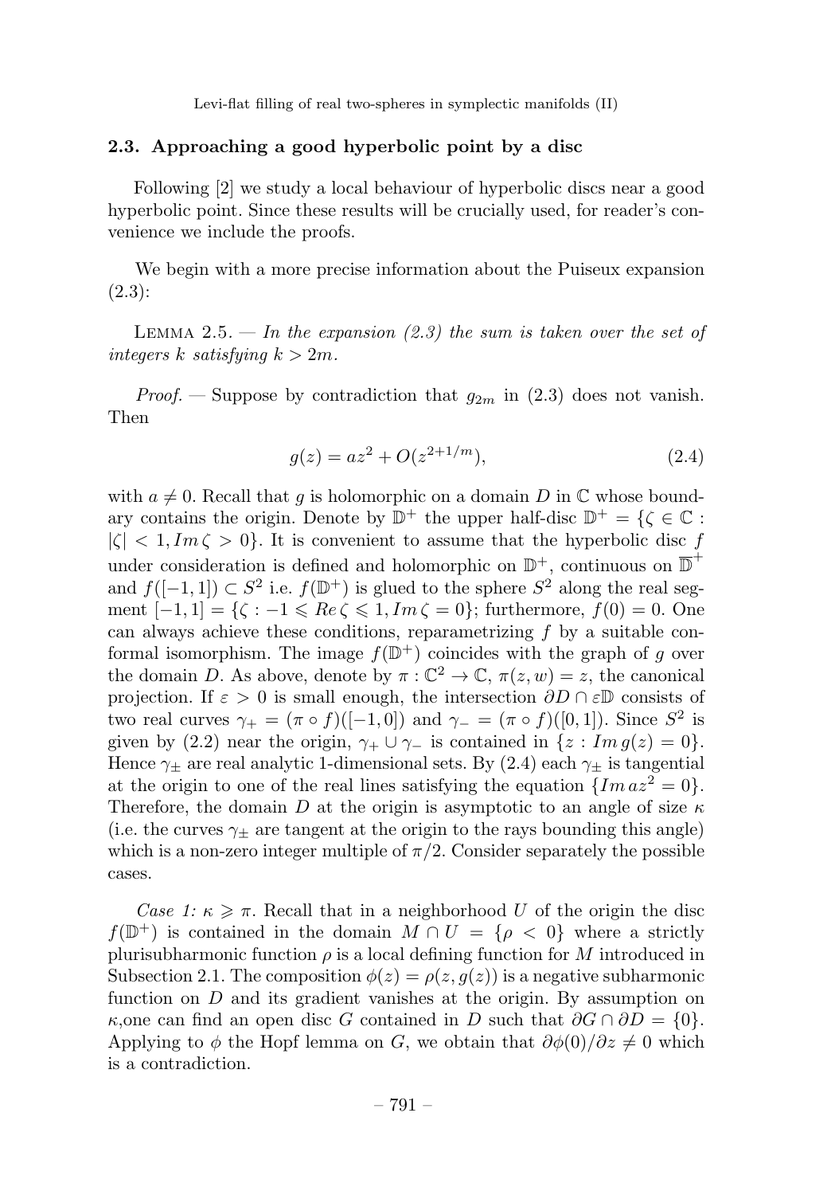### 2.3. Approaching a good hyperbolic point by a disc

Following [2] we study a local behaviour of hyperbolic discs near a good hyperbolic point. Since these results will be crucially used, for reader's convenience we include the proofs.

We begin with a more precise information about the Puiseux expansion (2.3):

LEMMA 2.5. — *In the expansion (2.3) the sum is taken over the set of integers $k$ satisfying $k > 2m$.*

*Proof.* — Suppose by contradiction that $g_{2m}$ in (2.3) does not vanish. Then

$$g(z) = az^2 + O(z^{2+1/m}), \tag{2.4}$$

with $a \neq 0$. Recall that $g$ is holomorphic on a domain $D$ in $\mathbb{C}$ whose boundary contains the origin. Denote by $\mathbb{D}^+$ the upper half-disc $\mathbb{D}^+ = \{\zeta \in \mathbb{C} : |\zeta| < 1, Im\,\zeta > 0\}$. It is convenient to assume that the hyperbolic disc $f$ under consideration is defined and holomorphic on $\mathbb{D}^+$, continuous on $\overline{\mathbb{D}}^+$ and $f([-1,1]) \subset S^2$ i.e. $f(\mathbb{D}^+)$ is glued to the sphere $S^2$ along the real segment $[-1,1] = \{\zeta : -1 \leqslant Re\,\zeta \leqslant 1, Im\,\zeta = 0\}$; furthermore, $f(0) = 0$. One can always achieve these conditions, reparametrizing $f$ by a suitable conformal isomorphism. The image $f(\mathbb{D}^+)$ coincides with the graph of $g$ over the domain $D$. As above, denote by $\pi : \mathbb{C}^2 \to \mathbb{C}$, $\pi(z,w) = z$, the canonical projection. If $\varepsilon > 0$ is small enough, the intersection $\partial D \cap \varepsilon\mathbb{D}$ consists of two real curves $\gamma_+ = (\pi \circ f)([-1,0])$ and $\gamma_- = (\pi \circ f)([0,1])$. Since $S^2$ is given by (2.2) near the origin, $\gamma_+ \cup \gamma_-$ is contained in $\{z : Im\,g(z) = 0\}$. Hence $\gamma_\pm$ are real analytic 1-dimensional sets. By (2.4) each $\gamma_\pm$ is tangential at the origin to one of the real lines satisfying the equation $\{Im\,az^2 = 0\}$. Therefore, the domain $D$ at the origin is asymptotic to an angle of size $\kappa$ (i.e. the curves $\gamma_\pm$ are tangent at the origin to the rays bounding this angle) which is a non-zero integer multiple of $\pi/2$. Consider separately the possible cases.

*Case 1: $\kappa \geqslant \pi$.* Recall that in a neighborhood $U$ of the origin the disc $f(\mathbb{D}^+)$ is contained in the domain $M \cap U = \{\rho < 0\}$ where a strictly plurisubharmonic function $\rho$ is a local defining function for $M$ introduced in Subsection 2.1. The composition $\phi(z) = \rho(z, g(z))$ is a negative subharmonic function on $D$ and its gradient vanishes at the origin. By assumption on $\kappa$,one can find an open disc $G$ contained in $D$ such that $\partial G \cap \partial D = \{0\}$. Applying to $\phi$ the Hopf lemma on $G$, we obtain that $\partial\phi(0)/\partial z \neq 0$ which is a contradiction.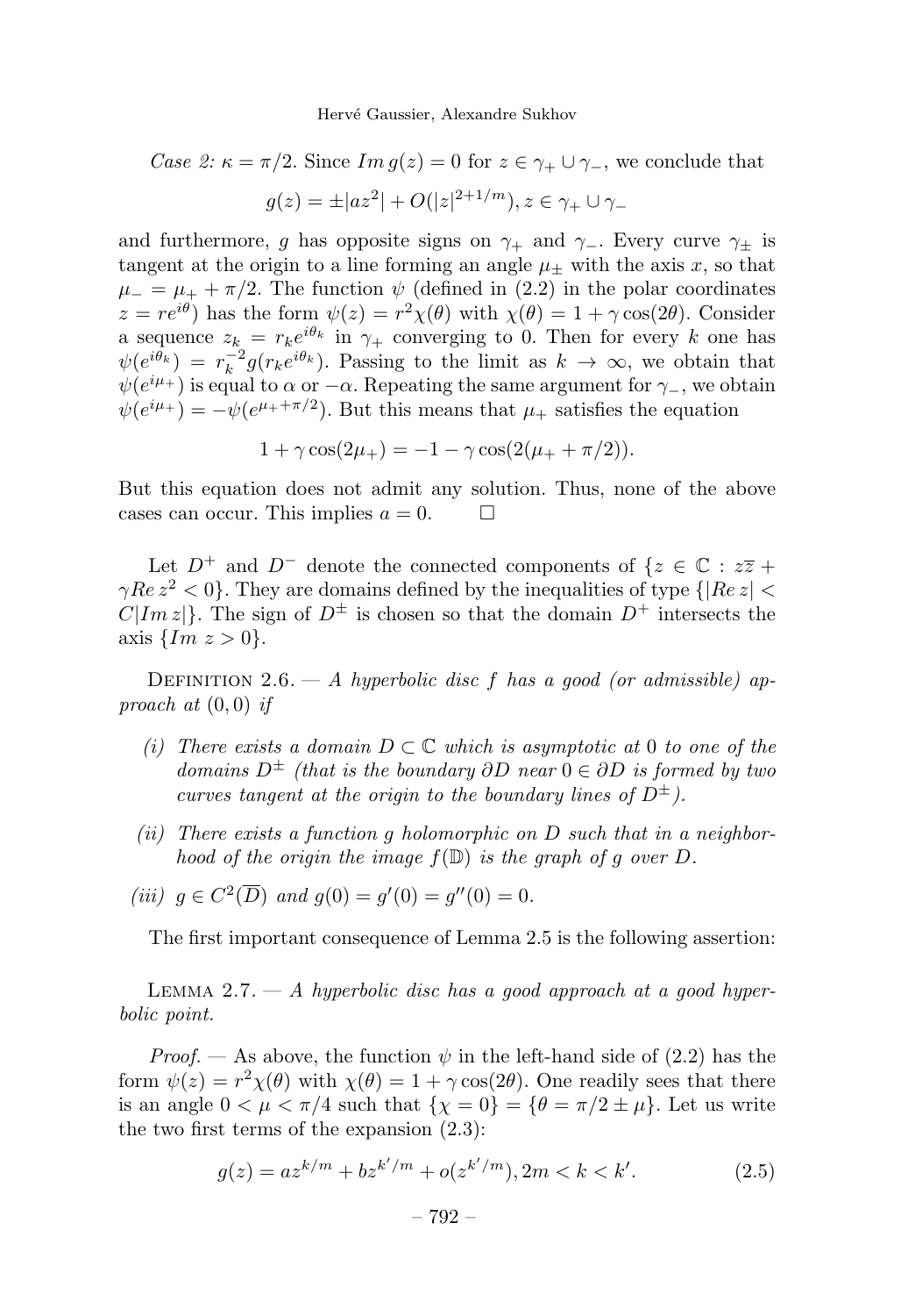*Case 2: $\kappa = \pi/2$.* Since $Im\, g(z) = 0$ for $z \in \gamma_+ \cup \gamma_-$, we conclude that

$$g(z) = \pm |az^2| + O(|z|^{2+1/m}), z \in \gamma_+ \cup \gamma_-$$

and furthermore, $g$ has opposite signs on $\gamma_+$ and $\gamma_-$. Every curve $\gamma_\pm$ is tangent at the origin to a line forming an angle $\mu_\pm$ with the axis $x$, so that $\mu_- = \mu_+ + \pi/2$. The function $\psi$ (defined in (2.2) in the polar coordinates $z = re^{i\theta}$) has the form $\psi(z) = r^2\chi(\theta)$ with $\chi(\theta) = 1 + \gamma\cos(2\theta)$. Consider a sequence $z_k = r_k e^{i\theta_k}$ in $\gamma_+$ converging to 0. Then for every $k$ one has $\psi(e^{i\theta_k}) = r_k^{-2} g(r_k e^{i\theta_k})$. Passing to the limit as $k \to \infty$, we obtain that $\psi(e^{i\mu_+})$ is equal to $\alpha$ or $-\alpha$. Repeating the same argument for $\gamma_-$, we obtain $\psi(e^{i\mu_+}) = -\psi(e^{\mu_+ + \pi/2})$. But this means that $\mu_+$ satisfies the equation

$$1 + \gamma\cos(2\mu_+) = -1 - \gamma\cos(2(\mu_+ + \pi/2)).$$

But this equation does not admit any solution. Thus, none of the above cases can occur. This implies $a = 0$. $\square$

Let $D^+$ and $D^-$ denote the connected components of $\{z \in \mathbb{C} : z\overline{z} + \gamma Re\, z^2 < 0\}$. They are domains defined by the inequalities of type $\{|Re\, z| < C|Im\, z|\}$. The sign of $D^\pm$ is chosen so that the domain $D^+$ intersects the axis $\{Im\ z > 0\}$.

Definition 2.6. — *A hyperbolic disc $f$ has a good (or admissible) approach at $(0,0)$ if*

*(i) There exists a domain $D \subset \mathbb{C}$ which is asymptotic at 0 to one of the domains $D^\pm$ (that is the boundary $\partial D$ near $0 \in \partial D$ is formed by two curves tangent at the origin to the boundary lines of $D^\pm$).*

*(ii) There exists a function $g$ holomorphic on $D$ such that in a neighborhood of the origin the image $f(\mathbb{D})$ is the graph of $g$ over $D$.*

*(iii) $g \in C^2(\overline{D})$ and $g(0) = g'(0) = g''(0) = 0$.*

The first important consequence of Lemma 2.5 is the following assertion:

Lemma 2.7. — *A hyperbolic disc has a good approach at a good hyperbolic point.*

*Proof.* — As above, the function $\psi$ in the left-hand side of (2.2) has the form $\psi(z) = r^2\chi(\theta)$ with $\chi(\theta) = 1 + \gamma\cos(2\theta)$. One readily sees that there is an angle $0 < \mu < \pi/4$ such that $\{\chi = 0\} = \{\theta = \pi/2 \pm \mu\}$. Let us write the two first terms of the expansion (2.3):

$$g(z) = az^{k/m} + bz^{k'/m} + o(z^{k'/m}), 2m < k < k'. \tag{2.5}$$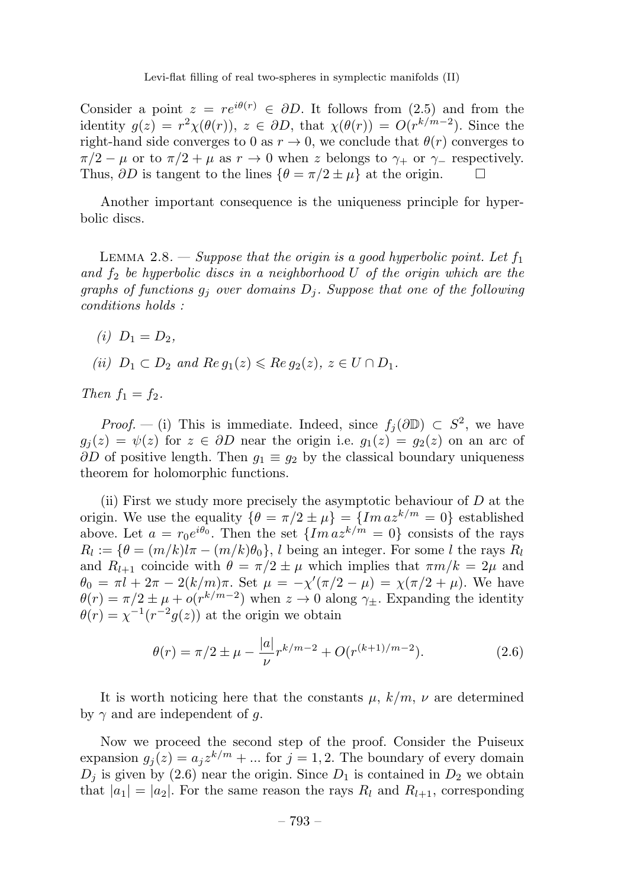Consider a point $z = re^{i\theta(r)} \in \partial D$. It follows from (2.5) and from the identity $g(z) = r^2\chi(\theta(r))$, $z \in \partial D$, that $\chi(\theta(r)) = O(r^{k/m-2})$. Since the right-hand side converges to 0 as $r \to 0$, we conclude that $\theta(r)$ converges to $\pi/2 - \mu$ or to $\pi/2 + \mu$ as $r \to 0$ when $z$ belongs to $\gamma_+$ or $\gamma_-$ respectively. Thus, $\partial D$ is tangent to the lines $\{\theta = \pi/2 \pm \mu\}$ at the origin. □

Another important consequence is the uniqueness principle for hyperbolic discs.

Lemma 2.8. — *Suppose that the origin is a good hyperbolic point. Let $f_1$ and $f_2$ be hyperbolic discs in a neighborhood $U$ of the origin which are the graphs of functions $g_j$ over domains $D_j$. Suppose that one of the following conditions holds :*

*(i) $D_1 = D_2$,*

*(ii) $D_1 \subset D_2$ and $Re\, g_1(z) \leqslant Re\, g_2(z)$, $z \in U \cap D_1$.*

*Then $f_1 = f_2$.*

*Proof.* — (i) This is immediate. Indeed, since $f_j(\partial\mathbb{D}) \subset S^2$, we have $g_j(z) = \psi(z)$ for $z \in \partial D$ near the origin i.e. $g_1(z) = g_2(z)$ on an arc of $\partial D$ of positive length. Then $g_1 \equiv g_2$ by the classical boundary uniqueness theorem for holomorphic functions.

(ii) First we study more precisely the asymptotic behaviour of $D$ at the origin. We use the equality $\{\theta = \pi/2 \pm \mu\} = \{Im\, az^{k/m} = 0\}$ established above. Let $a = r_0e^{i\theta_0}$. Then the set $\{Im\, az^{k/m} = 0\}$ consists of the rays $R_l := \{\theta = (m/k)l\pi - (m/k)\theta_0\}$, $l$ being an integer. For some $l$ the rays $R_l$ and $R_{l+1}$ coincide with $\theta = \pi/2 \pm \mu$ which implies that $\pi m/k = 2\mu$ and $\theta_0 = \pi l + 2\pi - 2(k/m)\pi$. Set $\mu = -\chi'(\pi/2 - \mu) = \chi(\pi/2 + \mu)$. We have $\theta(r) = \pi/2 \pm \mu + o(r^{k/m-2})$ when $z \to 0$ along $\gamma_\pm$. Expanding the identity $\theta(r) = \chi^{-1}(r^{-2}g(z))$ at the origin we obtain

$$\theta(r) = \pi/2 \pm \mu - \frac{|a|}{\nu} r^{k/m-2} + O(r^{(k+1)/m-2}). \tag{2.6}$$

It is worth noticing here that the constants $\mu$, $k/m$, $\nu$ are determined by $\gamma$ and are independent of $g$.

Now we proceed the second step of the proof. Consider the Puiseux expansion $g_j(z) = a_j z^{k/m} + ...$ for $j = 1, 2$. The boundary of every domain $D_j$ is given by (2.6) near the origin. Since $D_1$ is contained in $D_2$ we obtain that $|a_1| = |a_2|$. For the same reason the rays $R_l$ and $R_{l+1}$, corresponding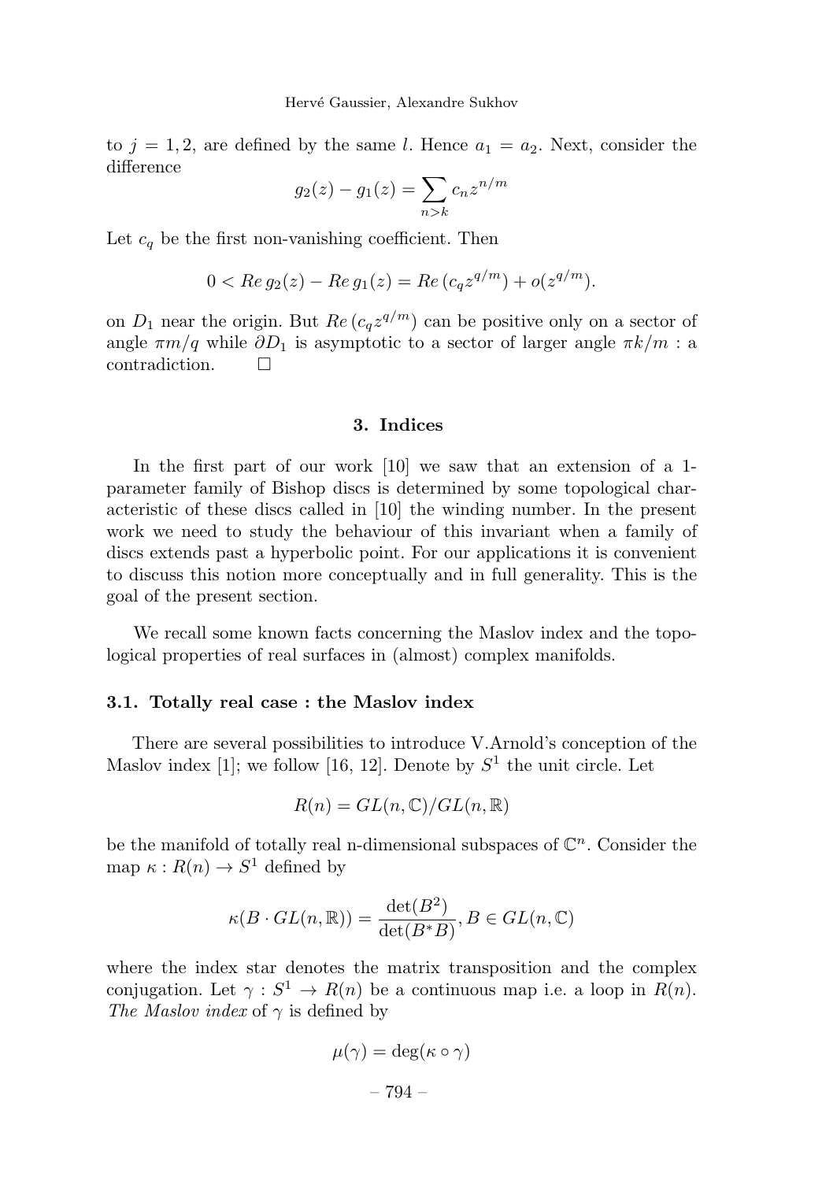to $j = 1, 2$, are defined by the same $l$. Hence $a_1 = a_2$. Next, consider the difference

$$g_2(z) - g_1(z) = \sum_{n>k} c_n z^{n/m}$$

Let $c_q$ be the first non-vanishing coefficient. Then

$$0 < Re\, g_2(z) - Re\, g_1(z) = Re\,(c_q z^{q/m}) + o(z^{q/m}).$$

on $D_1$ near the origin. But $Re\,(c_q z^{q/m})$ can be positive only on a sector of angle $\pi m/q$ while $\partial D_1$ is asymptotic to a sector of larger angle $\pi k/m$ : a contradiction. $\square$

## 3. Indices

In the first part of our work [10] we saw that an extension of a 1-parameter family of Bishop discs is determined by some topological characteristic of these discs called in [10] the winding number. In the present work we need to study the behaviour of this invariant when a family of discs extends past a hyperbolic point. For our applications it is convenient to discuss this notion more conceptually and in full generality. This is the goal of the present section.

We recall some known facts concerning the Maslov index and the topological properties of real surfaces in (almost) complex manifolds.

### 3.1. Totally real case : the Maslov index

There are several possibilities to introduce V.Arnold's conception of the Maslov index [1]; we follow [16, 12]. Denote by $S^1$ the unit circle. Let

$$R(n) = GL(n, \mathbb{C})/GL(n, \mathbb{R})$$

be the manifold of totally real n-dimensional subspaces of $\mathbb{C}^n$. Consider the map $\kappa : R(n) \to S^1$ defined by

$$\kappa(B \cdot GL(n, \mathbb{R})) = \frac{\det(B^2)}{\det(B^* B)}, B \in GL(n, \mathbb{C})$$

where the index star denotes the matrix transposition and the complex conjugation. Let $\gamma : S^1 \to R(n)$ be a continuous map i.e. a loop in $R(n)$. *The Maslov index* of $\gamma$ is defined by

$$\mu(\gamma) = \deg(\kappa \circ \gamma)$$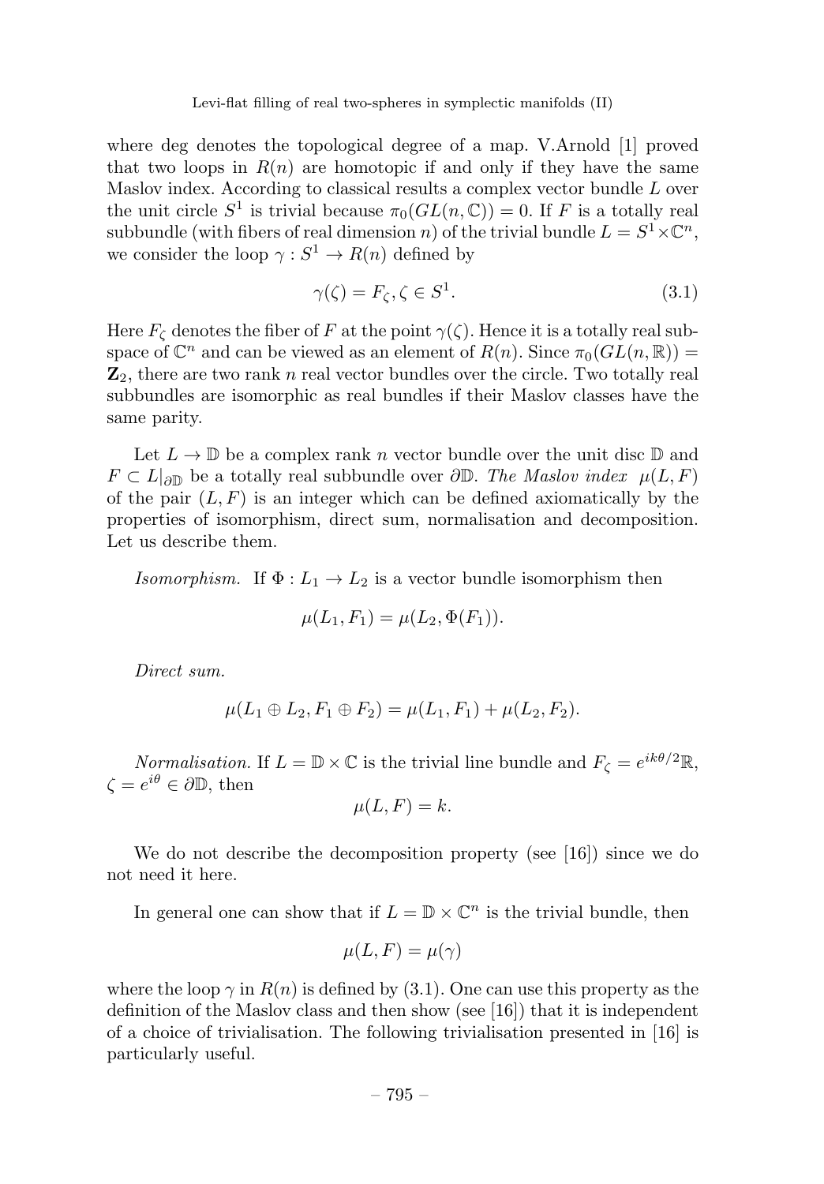where deg denotes the topological degree of a map. V.Arnold [1] proved that two loops in $R(n)$ are homotopic if and only if they have the same Maslov index. According to classical results a complex vector bundle $L$ over the unit circle $S^1$ is trivial because $\pi_0(GL(n,\mathbb{C})) = 0$. If $F$ is a totally real subbundle (with fibers of real dimension $n$) of the trivial bundle $L = S^1 \times \mathbb{C}^n$, we consider the loop $\gamma : S^1 \to R(n)$ defined by

$$\gamma(\zeta) = F_\zeta, \zeta \in S^1. \tag{3.1}$$

Here $F_\zeta$ denotes the fiber of $F$ at the point $\gamma(\zeta)$. Hence it is a totally real subspace of $\mathbb{C}^n$ and can be viewed as an element of $R(n)$. Since $\pi_0(GL(n,\mathbb{R})) = \mathbf{Z}_2$, there are two rank $n$ real vector bundles over the circle. Two totally real subbundles are isomorphic as real bundles if their Maslov classes have the same parity.

Let $L \to \mathbb{D}$ be a complex rank $n$ vector bundle over the unit disc $\mathbb{D}$ and $F \subset L|_{\partial\mathbb{D}}$ be a totally real subbundle over $\partial\mathbb{D}$. *The Maslov index* $\mu(L,F)$ of the pair $(L,F)$ is an integer which can be defined axiomatically by the properties of isomorphism, direct sum, normalisation and decomposition. Let us describe them.

*Isomorphism.* If $\Phi : L_1 \to L_2$ is a vector bundle isomorphism then

$$\mu(L_1, F_1) = \mu(L_2, \Phi(F_1)).$$

*Direct sum.*

$$\mu(L_1 \oplus L_2, F_1 \oplus F_2) = \mu(L_1, F_1) + \mu(L_2, F_2).$$

*Normalisation.* If $L = \mathbb{D} \times \mathbb{C}$ is the trivial line bundle and $F_\zeta = e^{ik\theta/2}\mathbb{R}$, $\zeta = e^{i\theta} \in \partial\mathbb{D}$, then

$$\mu(L,F) = k.$$

We do not describe the decomposition property (see [16]) since we do not need it here.

In general one can show that if $L = \mathbb{D} \times \mathbb{C}^n$ is the trivial bundle, then

$$\mu(L,F) = \mu(\gamma)$$

where the loop $\gamma$ in $R(n)$ is defined by (3.1). One can use this property as the definition of the Maslov class and then show (see [16]) that it is independent of a choice of trivialisation. The following trivialisation presented in [16] is particularly useful.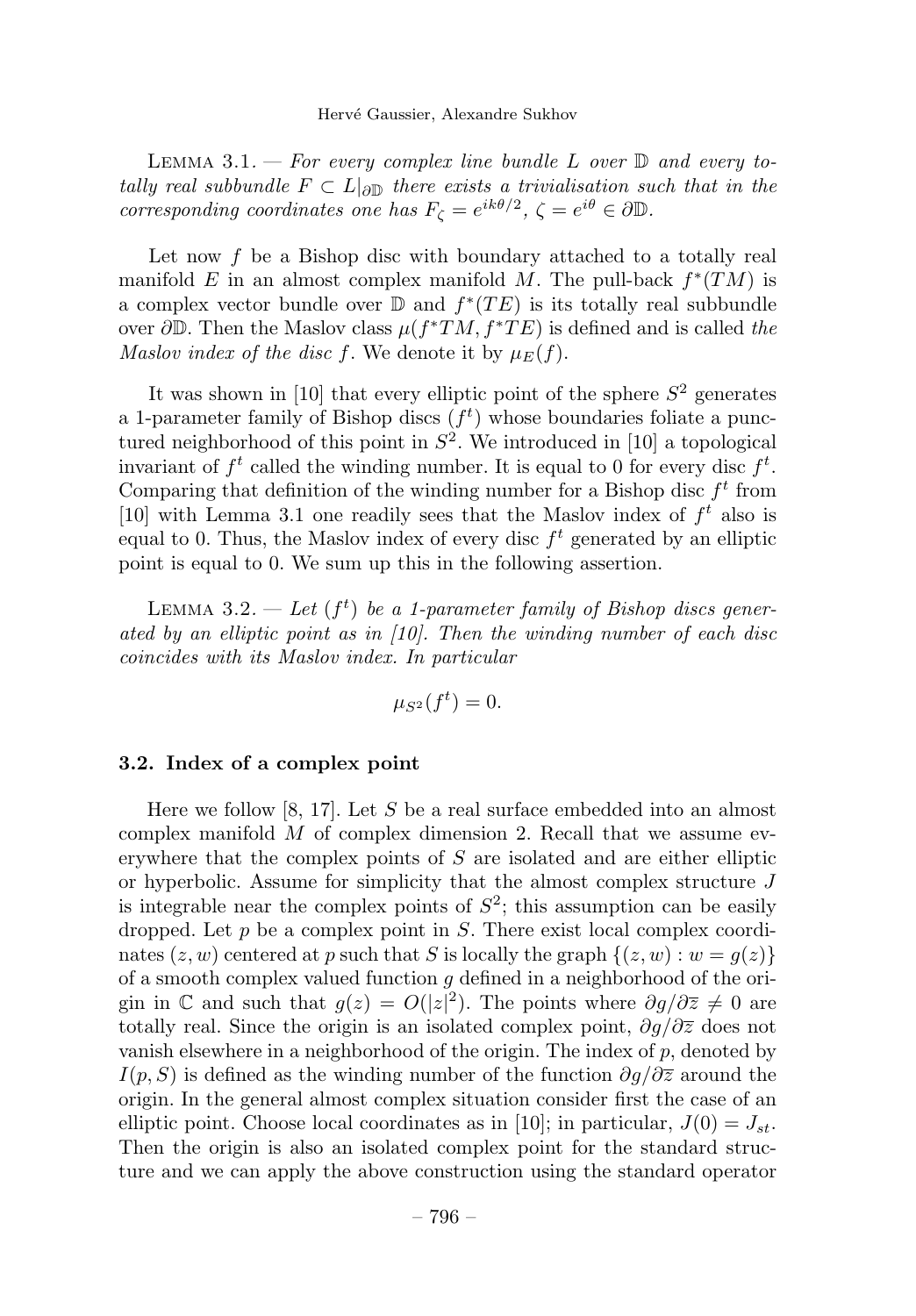LEMMA 3.1. — *For every complex line bundle $L$ over $\mathbb{D}$ and every totally real subbundle $F \subset L|_{\partial\mathbb{D}}$ there exists a trivialisation such that in the corresponding coordinates one has $F_\zeta = e^{ik\theta/2}$, $\zeta = e^{i\theta} \in \partial\mathbb{D}$.*

Let now $f$ be a Bishop disc with boundary attached to a totally real manifold $E$ in an almost complex manifold $M$. The pull-back $f^*(TM)$ is a complex vector bundle over $\mathbb{D}$ and $f^*(TE)$ is its totally real subbundle over $\partial\mathbb{D}$. Then the Maslov class $\mu(f^*TM, f^*TE)$ is defined and is called *the Maslov index of the disc $f$*. We denote it by $\mu_E(f)$.

It was shown in [10] that every elliptic point of the sphere $S^2$ generates a 1-parameter family of Bishop discs $(f^t)$ whose boundaries foliate a punctured neighborhood of this point in $S^2$. We introduced in [10] a topological invariant of $f^t$ called the winding number. It is equal to 0 for every disc $f^t$. Comparing that definition of the winding number for a Bishop disc $f^t$ from [10] with Lemma 3.1 one readily sees that the Maslov index of $f^t$ also is equal to 0. Thus, the Maslov index of every disc $f^t$ generated by an elliptic point is equal to 0. We sum up this in the following assertion.

LEMMA 3.2. — *Let $(f^t)$ be a 1-parameter family of Bishop discs generated by an elliptic point as in [10]. Then the winding number of each disc coincides with its Maslov index. In particular*

$$\mu_{S^2}(f^t) = 0.$$

### 3.2. Index of a complex point

Here we follow [8, 17]. Let $S$ be a real surface embedded into an almost complex manifold $M$ of complex dimension 2. Recall that we assume everywhere that the complex points of $S$ are isolated and are either elliptic or hyperbolic. Assume for simplicity that the almost complex structure $J$ is integrable near the complex points of $S^2$; this assumption can be easily dropped. Let $p$ be a complex point in $S$. There exist local complex coordinates $(z, w)$ centered at $p$ such that $S$ is locally the graph $\{(z, w) : w = g(z)\}$ of a smooth complex valued function $g$ defined in a neighborhood of the origin in $\mathbb{C}$ and such that $g(z) = O(|z|^2)$. The points where $\partial g/\partial \overline{z} \neq 0$ are totally real. Since the origin is an isolated complex point, $\partial g/\partial \overline{z}$ does not vanish elsewhere in a neighborhood of the origin. The index of $p$, denoted by $I(p, S)$ is defined as the winding number of the function $\partial g/\partial \overline{z}$ around the origin. In the general almost complex situation consider first the case of an elliptic point. Choose local coordinates as in [10]; in particular, $J(0) = J_{st}$. Then the origin is also an isolated complex point for the standard structure and we can apply the above construction using the standard operator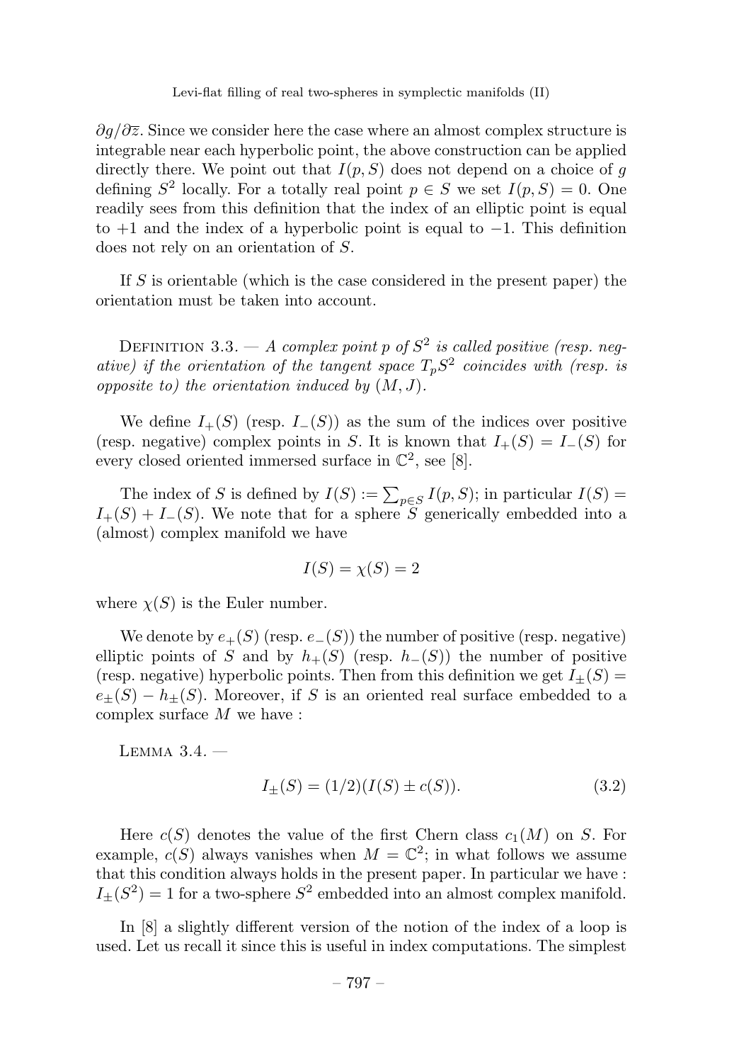$\partial g/\partial \overline{z}$. Since we consider here the case where an almost complex structure is integrable near each hyperbolic point, the above construction can be applied directly there. We point out that $I(p, S)$ does not depend on a choice of $g$ defining $S^2$ locally. For a totally real point $p \in S$ we set $I(p, S) = 0$. One readily sees from this definition that the index of an elliptic point is equal to $+1$ and the index of a hyperbolic point is equal to $-1$. This definition does not rely on an orientation of $S$.

If $S$ is orientable (which is the case considered in the present paper) the orientation must be taken into account.

Definition 3.3. — *A complex point $p$ of $S^2$ is called positive (resp. negative) if the orientation of the tangent space $T_pS^2$ coincides with (resp. is opposite to) the orientation induced by $(M, J)$.*

We define $I_+(S)$ (resp. $I_-(S)$) as the sum of the indices over positive (resp. negative) complex points in $S$. It is known that $I_+(S) = I_-(S)$ for every closed oriented immersed surface in $\mathbb{C}^2$, see [8].

The index of $S$ is defined by $I(S) := \sum_{p \in S} I(p, S)$; in particular $I(S) = I_+(S) + I_-(S)$. We note that for a sphere $S$ generically embedded into a (almost) complex manifold we have

$$I(S) = \chi(S) = 2$$

where $\chi(S)$ is the Euler number.

We denote by $e_+(S)$ (resp. $e_-(S)$) the number of positive (resp. negative) elliptic points of $S$ and by $h_+(S)$ (resp. $h_-(S)$) the number of positive (resp. negative) hyperbolic points. Then from this definition we get $I_\pm(S) = e_\pm(S) - h_\pm(S)$. Moreover, if $S$ is an oriented real surface embedded to a complex surface $M$ we have :

Lemma 3.4. —

$$I_\pm(S) = (1/2)(I(S) \pm c(S)). \tag{3.2}$$

Here $c(S)$ denotes the value of the first Chern class $c_1(M)$ on $S$. For example, $c(S)$ always vanishes when $M = \mathbb{C}^2$; in what follows we assume that this condition always holds in the present paper. In particular we have : $I_\pm(S^2) = 1$ for a two-sphere $S^2$ embedded into an almost complex manifold.

In [8] a slightly different version of the notion of the index of a loop is used. Let us recall it since this is useful in index computations. The simplest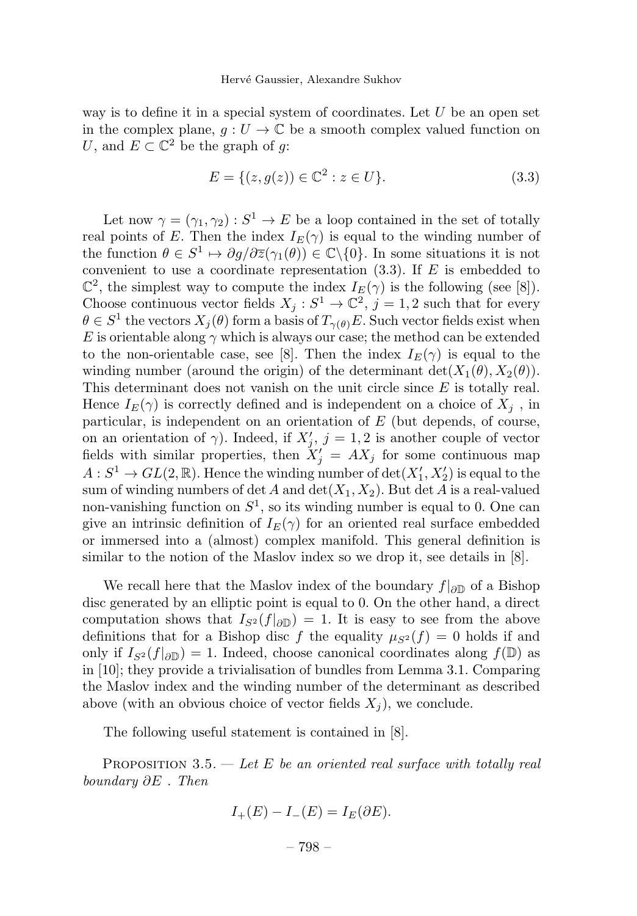way is to define it in a special system of coordinates. Let $U$ be an open set in the complex plane, $g : U \to \mathbb{C}$ be a smooth complex valued function on $U$, and $E \subset \mathbb{C}^2$ be the graph of $g$:

$$E = \{(z, g(z)) \in \mathbb{C}^2 : z \in U\}. \tag{3.3}$$

Let now $\gamma = (\gamma_1, \gamma_2) : S^1 \to E$ be a loop contained in the set of totally real points of $E$. Then the index $I_E(\gamma)$ is equal to the winding number of the function $\theta \in S^1 \mapsto \partial g/\partial \overline{z}(\gamma_1(\theta)) \in \mathbb{C}\backslash\{0\}$. In some situations it is not convenient to use a coordinate representation (3.3). If $E$ is embedded to $\mathbb{C}^2$, the simplest way to compute the index $I_E(\gamma)$ is the following (see [8]). Choose continuous vector fields $X_j : S^1 \to \mathbb{C}^2$, $j = 1, 2$ such that for every $\theta \in S^1$ the vectors $X_j(\theta)$ form a basis of $T_{\gamma(\theta)}E$. Such vector fields exist when $E$ is orientable along $\gamma$ which is always our case; the method can be extended to the non-orientable case, see [8]. Then the index $I_E(\gamma)$ is equal to the winding number (around the origin) of the determinant $\det(X_1(\theta), X_2(\theta))$. This determinant does not vanish on the unit circle since $E$ is totally real. Hence $I_E(\gamma)$ is correctly defined and is independent on a choice of $X_j$ , in particular, is independent on an orientation of $E$ (but depends, of course, on an orientation of $\gamma$). Indeed, if $X'_j$, $j = 1, 2$ is another couple of vector fields with similar properties, then $X'_j = AX_j$ for some continuous map $A : S^1 \to GL(2, \mathbb{R})$. Hence the winding number of $\det(X'_1, X'_2)$ is equal to the sum of winding numbers of $\det A$ and $\det(X_1, X_2)$. But $\det A$ is a real-valued non-vanishing function on $S^1$, so its winding number is equal to 0. One can give an intrinsic definition of $I_E(\gamma)$ for an oriented real surface embedded or immersed into a (almost) complex manifold. This general definition is similar to the notion of the Maslov index so we drop it, see details in [8].

We recall here that the Maslov index of the boundary $f|_{\partial\mathbb{D}}$ of a Bishop disc generated by an elliptic point is equal to 0. On the other hand, a direct computation shows that $I_{S^2}(f|_{\partial\mathbb{D}}) = 1$. It is easy to see from the above definitions that for a Bishop disc $f$ the equality $\mu_{S^2}(f) = 0$ holds if and only if $I_{S^2}(f|_{\partial\mathbb{D}}) = 1$. Indeed, choose canonical coordinates along $f(\mathbb{D})$ as in [10]; they provide a trivialisation of bundles from Lemma 3.1. Comparing the Maslov index and the winding number of the determinant as described above (with an obvious choice of vector fields $X_j$), we conclude.

The following useful statement is contained in [8].

Proposition 3.5. — *Let $E$ be an oriented real surface with totally real boundary $\partial E$ . Then*

$$I_+(E) - I_-(E) = I_E(\partial E).$$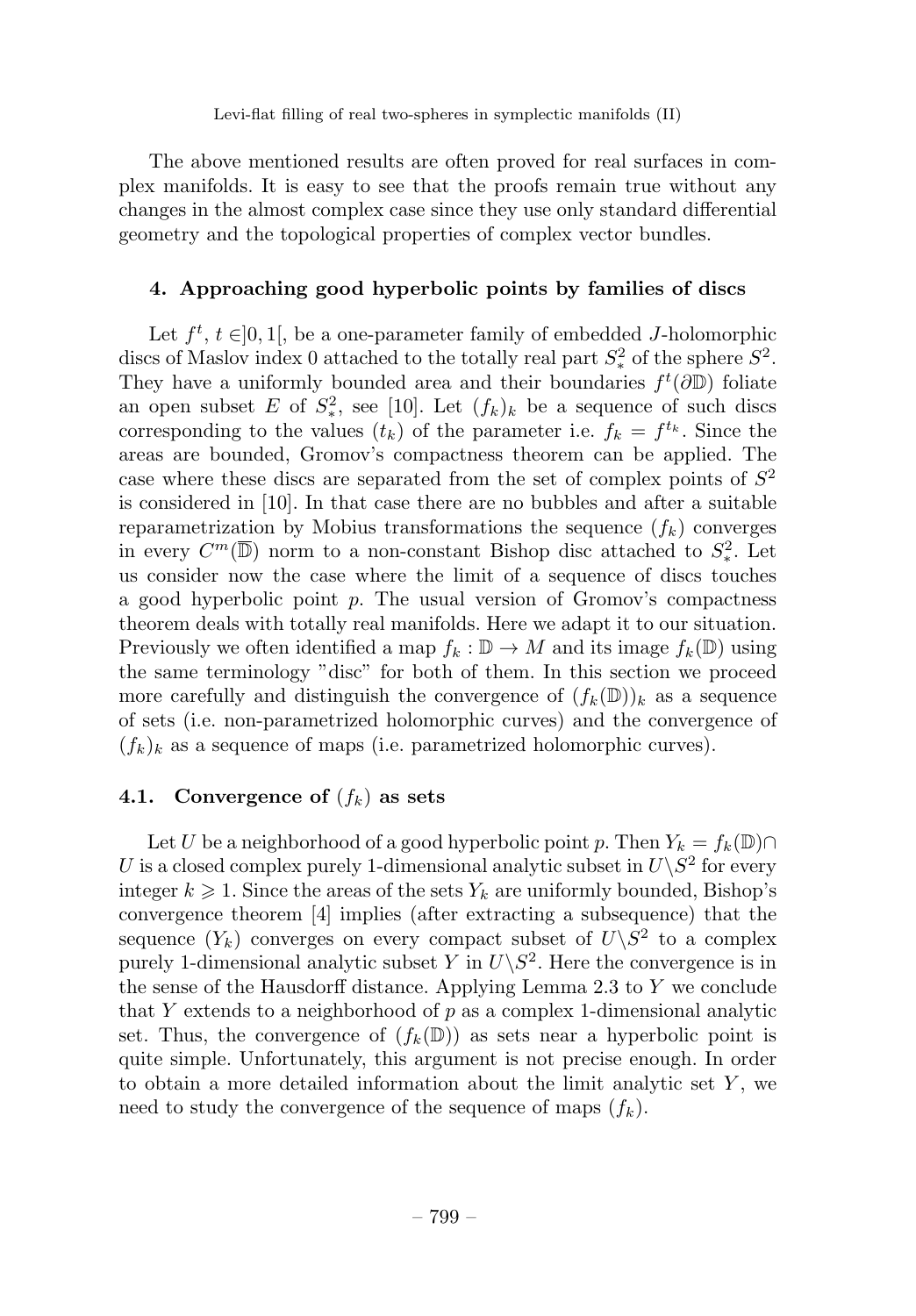The above mentioned results are often proved for real surfaces in complex manifolds. It is easy to see that the proofs remain true without any changes in the almost complex case since they use only standard differential geometry and the topological properties of complex vector bundles.

## 4. Approaching good hyperbolic points by families of discs

Let $f^t$, $t \in ]0,1[$, be a one-parameter family of embedded $J$-holomorphic discs of Maslov index 0 attached to the totally real part $S^2_*$ of the sphere $S^2$. They have a uniformly bounded area and their boundaries $f^t(\partial\mathbb{D})$ foliate an open subset $E$ of $S^2_*$, see [10]. Let $(f_k)_k$ be a sequence of such discs corresponding to the values $(t_k)$ of the parameter i.e. $f_k = f^{t_k}$. Since the areas are bounded, Gromov's compactness theorem can be applied. The case where these discs are separated from the set of complex points of $S^2$ is considered in [10]. In that case there are no bubbles and after a suitable reparametrization by Mobius transformations the sequence $(f_k)$ converges in every $C^m(\overline{\mathbb{D}})$ norm to a non-constant Bishop disc attached to $S^2_*$. Let us consider now the case where the limit of a sequence of discs touches a good hyperbolic point $p$. The usual version of Gromov's compactness theorem deals with totally real manifolds. Here we adapt it to our situation. Previously we often identified a map $f_k : \mathbb{D} \to M$ and its image $f_k(\mathbb{D})$ using the same terminology "disc" for both of them. In this section we proceed more carefully and distinguish the convergence of $(f_k(\mathbb{D}))_k$ as a sequence of sets (i.e. non-parametrized holomorphic curves) and the convergence of $(f_k)_k$ as a sequence of maps (i.e. parametrized holomorphic curves).

### 4.1. Convergence of $(f_k)$ as sets

Let $U$ be a neighborhood of a good hyperbolic point $p$. Then $Y_k = f_k(\mathbb{D}) \cap U$ is a closed complex purely 1-dimensional analytic subset in $U \backslash S^2$ for every integer $k \geqslant 1$. Since the areas of the sets $Y_k$ are uniformly bounded, Bishop's convergence theorem [4] implies (after extracting a subsequence) that the sequence $(Y_k)$ converges on every compact subset of $U \backslash S^2$ to a complex purely 1-dimensional analytic subset $Y$ in $U \backslash S^2$. Here the convergence is in the sense of the Hausdorff distance. Applying Lemma 2.3 to $Y$ we conclude that $Y$ extends to a neighborhood of $p$ as a complex 1-dimensional analytic set. Thus, the convergence of $(f_k(\mathbb{D}))$ as sets near a hyperbolic point is quite simple. Unfortunately, this argument is not precise enough. In order to obtain a more detailed information about the limit analytic set $Y$, we need to study the convergence of the sequence of maps $(f_k)$.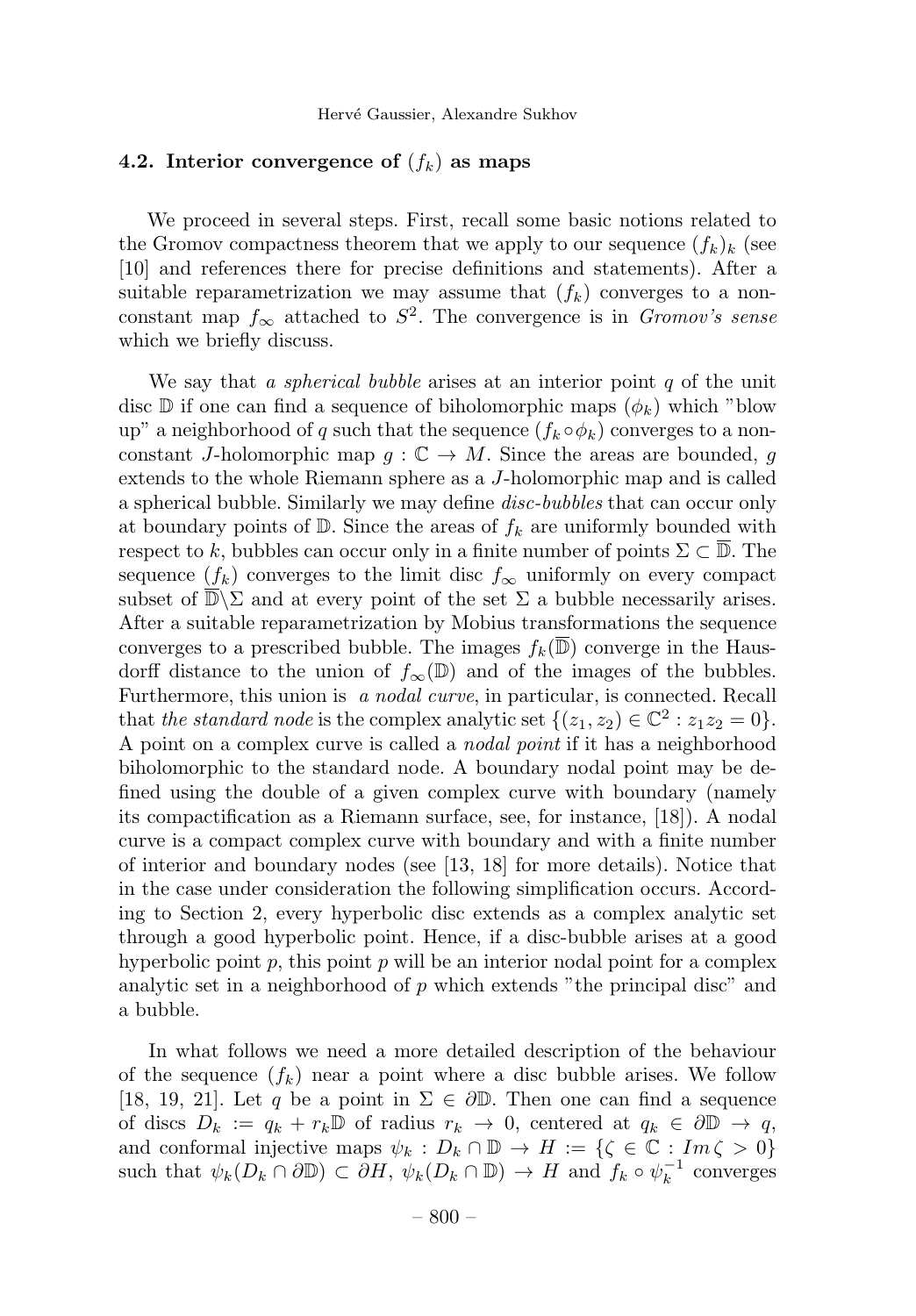### 4.2. Interior convergence of $(f_k)$ as maps

We proceed in several steps. First, recall some basic notions related to the Gromov compactness theorem that we apply to our sequence $(f_k)_k$ (see [10] and references there for precise definitions and statements). After a suitable reparametrization we may assume that $(f_k)$ converges to a non-constant map $f_\infty$ attached to $S^2$. The convergence is in *Gromov's sense* which we briefly discuss.

We say that *a spherical bubble* arises at an interior point $q$ of the unit disc $\mathbb{D}$ if one can find a sequence of biholomorphic maps $(\phi_k)$ which "blow up" a neighborhood of $q$ such that the sequence $(f_k \circ \phi_k)$ converges to a non-constant $J$-holomorphic map $g : \mathbb{C} \to M$. Since the areas are bounded, $g$ extends to the whole Riemann sphere as a $J$-holomorphic map and is called a spherical bubble. Similarly we may define *disc-bubbles* that can occur only at boundary points of $\mathbb{D}$. Since the areas of $f_k$ are uniformly bounded with respect to $k$, bubbles can occur only in a finite number of points $\Sigma \subset \overline{\mathbb{D}}$. The sequence $(f_k)$ converges to the limit disc $f_\infty$ uniformly on every compact subset of $\overline{\mathbb{D}} \backslash \Sigma$ and at every point of the set $\Sigma$ a bubble necessarily arises. After a suitable reparametrization by Mobius transformations the sequence converges to a prescribed bubble. The images $f_k(\overline{\mathbb{D}})$ converge in the Hausdorff distance to the union of $f_\infty(\mathbb{D})$ and of the images of the bubbles. Furthermore, this union is *a nodal curve*, in particular, is connected. Recall that *the standard node* is the complex analytic set $\{(z_1, z_2) \in \mathbb{C}^2 : z_1 z_2 = 0\}$. A point on a complex curve is called a *nodal point* if it has a neighborhood biholomorphic to the standard node. A boundary nodal point may be defined using the double of a given complex curve with boundary (namely its compactification as a Riemann surface, see, for instance, [18]). A nodal curve is a compact complex curve with boundary and with a finite number of interior and boundary nodes (see [13, 18] for more details). Notice that in the case under consideration the following simplification occurs. According to Section 2, every hyperbolic disc extends as a complex analytic set through a good hyperbolic point. Hence, if a disc-bubble arises at a good hyperbolic point $p$, this point $p$ will be an interior nodal point for a complex analytic set in a neighborhood of $p$ which extends "the principal disc" and a bubble.

In what follows we need a more detailed description of the behaviour of the sequence $(f_k)$ near a point where a disc bubble arises. We follow [18, 19, 21]. Let $q$ be a point in $\Sigma \in \partial\mathbb{D}$. Then one can find a sequence of discs $D_k := q_k + r_k\mathbb{D}$ of radius $r_k \to 0$, centered at $q_k \in \partial\mathbb{D} \to q$, and conformal injective maps $\psi_k : D_k \cap \mathbb{D} \to H := \{\zeta \in \mathbb{C} : Im\,\zeta > 0\}$ such that $\psi_k(D_k \cap \partial\mathbb{D}) \subset \partial H$, $\psi_k(D_k \cap \mathbb{D}) \to H$ and $f_k \circ \psi_k^{-1}$ converges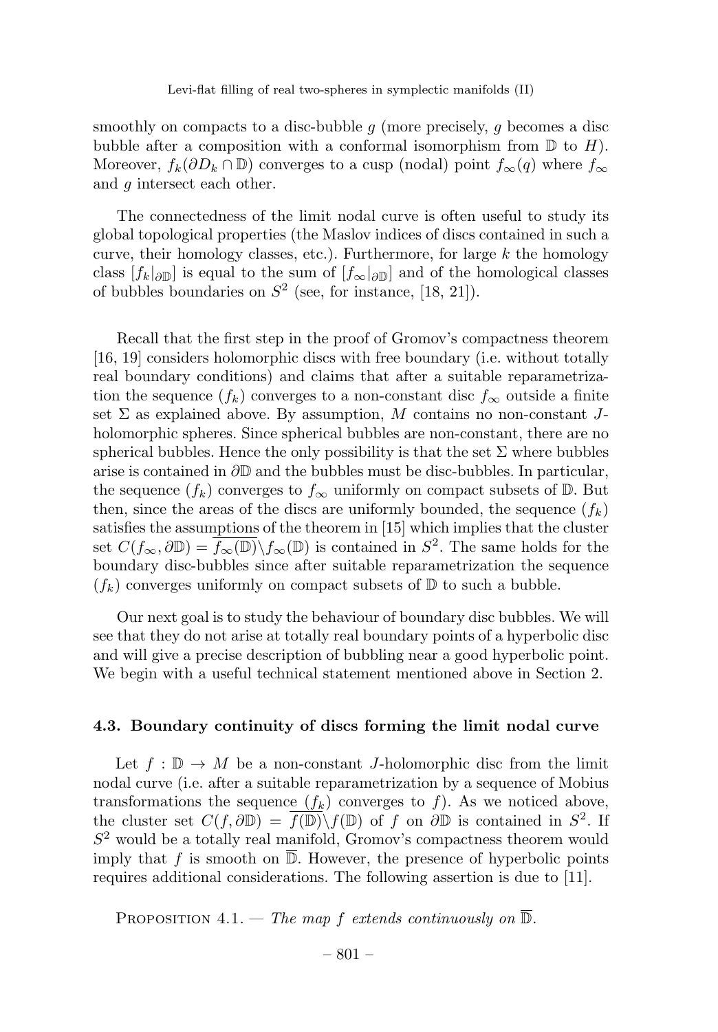smoothly on compacts to a disc-bubble $g$ (more precisely, $g$ becomes a disc bubble after a composition with a conformal isomorphism from $\mathbb{D}$ to $H$). Moreover, $f_k(\partial D_k \cap \mathbb{D})$ converges to a cusp (nodal) point $f_\infty(q)$ where $f_\infty$ and $g$ intersect each other.

The connectedness of the limit nodal curve is often useful to study its global topological properties (the Maslov indices of discs contained in such a curve, their homology classes, etc.). Furthermore, for large $k$ the homology class $[f_k|_{\partial\mathbb{D}}]$ is equal to the sum of $[f_\infty|_{\partial\mathbb{D}}]$ and of the homological classes of bubbles boundaries on $S^2$ (see, for instance, [18, 21]).

Recall that the first step in the proof of Gromov's compactness theorem [16, 19] considers holomorphic discs with free boundary (i.e. without totally real boundary conditions) and claims that after a suitable reparametrization the sequence $(f_k)$ converges to a non-constant disc $f_\infty$ outside a finite set $\Sigma$ as explained above. By assumption, $M$ contains no non-constant $J$-holomorphic spheres. Since spherical bubbles are non-constant, there are no spherical bubbles. Hence the only possibility is that the set $\Sigma$ where bubbles arise is contained in $\partial\mathbb{D}$ and the bubbles must be disc-bubbles. In particular, the sequence $(f_k)$ converges to $f_\infty$ uniformly on compact subsets of $\mathbb{D}$. But then, since the areas of the discs are uniformly bounded, the sequence $(f_k)$ satisfies the assumptions of the theorem in [15] which implies that the cluster set $C(f_\infty, \partial\mathbb{D}) = \overline{f_\infty(\mathbb{D})} \backslash f_\infty(\mathbb{D})$ is contained in $S^2$. The same holds for the boundary disc-bubbles since after suitable reparametrization the sequence $(f_k)$ converges uniformly on compact subsets of $\mathbb{D}$ to such a bubble.

Our next goal is to study the behaviour of boundary disc bubbles. We will see that they do not arise at totally real boundary points of a hyperbolic disc and will give a precise description of bubbling near a good hyperbolic point. We begin with a useful technical statement mentioned above in Section 2.

### 4.3. Boundary continuity of discs forming the limit nodal curve

Let $f : \mathbb{D} \to M$ be a non-constant $J$-holomorphic disc from the limit nodal curve (i.e. after a suitable reparametrization by a sequence of Mobius transformations the sequence $(f_k)$ converges to $f$). As we noticed above, the cluster set $C(f, \partial\mathbb{D}) = \overline{f(\mathbb{D})} \backslash f(\mathbb{D})$ of $f$ on $\partial\mathbb{D}$ is contained in $S^2$. If $S^2$ would be a totally real manifold, Gromov's compactness theorem would imply that $f$ is smooth on $\overline{\mathbb{D}}$. However, the presence of hyperbolic points requires additional considerations. The following assertion is due to [11].

Proposition 4.1. — *The map $f$ extends continuously on $\overline{\mathbb{D}}$.*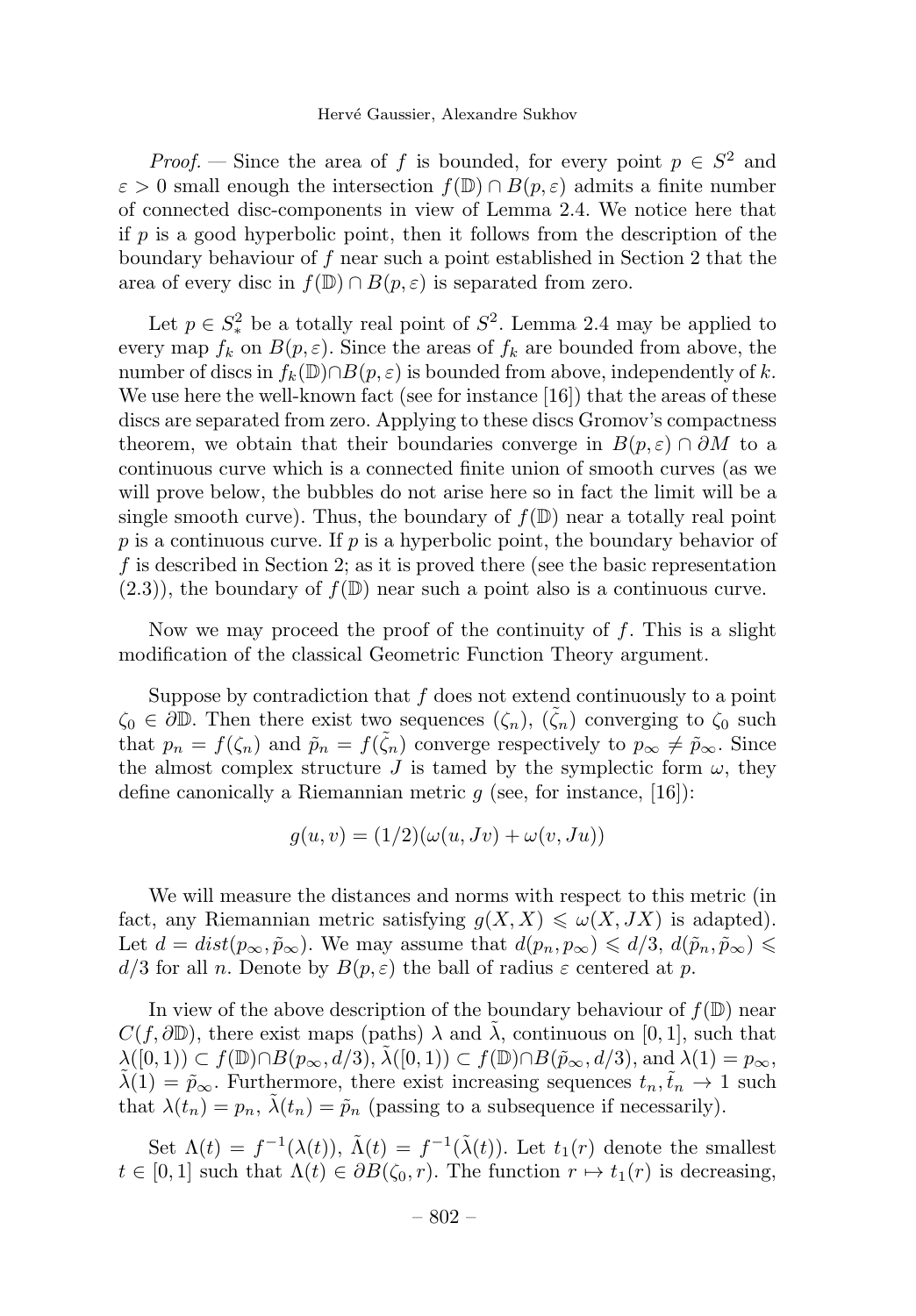*Proof.* — Since the area of $f$ is bounded, for every point $p \in S^2$ and $\varepsilon > 0$ small enough the intersection $f(\mathbb{D}) \cap B(p,\varepsilon)$ admits a finite number of connected disc-components in view of Lemma 2.4. We notice here that if $p$ is a good hyperbolic point, then it follows from the description of the boundary behaviour of $f$ near such a point established in Section 2 that the area of every disc in $f(\mathbb{D}) \cap B(p,\varepsilon)$ is separated from zero.

Let $p \in S^2_*$ be a totally real point of $S^2$. Lemma 2.4 may be applied to every map $f_k$ on $B(p,\varepsilon)$. Since the areas of $f_k$ are bounded from above, the number of discs in $f_k(\mathbb{D}) \cap B(p,\varepsilon)$ is bounded from above, independently of $k$. We use here the well-known fact (see for instance [16]) that the areas of these discs are separated from zero. Applying to these discs Gromov's compactness theorem, we obtain that their boundaries converge in $B(p,\varepsilon) \cap \partial M$ to a continuous curve which is a connected finite union of smooth curves (as we will prove below, the bubbles do not arise here so in fact the limit will be a single smooth curve). Thus, the boundary of $f(\mathbb{D})$ near a totally real point $p$ is a continuous curve. If $p$ is a hyperbolic point, the boundary behavior of $f$ is described in Section 2; as it is proved there (see the basic representation (2.3)), the boundary of $f(\mathbb{D})$ near such a point also is a continuous curve.

Now we may proceed the proof of the continuity of $f$. This is a slight modification of the classical Geometric Function Theory argument.

Suppose by contradiction that $f$ does not extend continuously to a point $\zeta_0 \in \partial\mathbb{D}$. Then there exist two sequences $(\zeta_n)$, $(\tilde{\zeta}_n)$ converging to $\zeta_0$ such that $p_n = f(\zeta_n)$ and $\tilde{p}_n = f(\tilde{\zeta}_n)$ converge respectively to $p_\infty \neq \tilde{p}_\infty$. Since the almost complex structure $J$ is tamed by the symplectic form $\omega$, they define canonically a Riemannian metric $g$ (see, for instance, [16]):

$$g(u,v) = (1/2)(\omega(u,Jv) + \omega(v,Ju))$$

We will measure the distances and norms with respect to this metric (in fact, any Riemannian metric satisfying $g(X,X) \leqslant \omega(X,JX)$ is adapted). Let $d = dist(p_\infty, \tilde{p}_\infty)$. We may assume that $d(p_n, p_\infty) \leqslant d/3$, $d(\tilde{p}_n, \tilde{p}_\infty) \leqslant d/3$ for all $n$. Denote by $B(p,\varepsilon)$ the ball of radius $\varepsilon$ centered at $p$.

In view of the above description of the boundary behaviour of $f(\mathbb{D})$ near $C(f, \partial\mathbb{D})$, there exist maps (paths) $\lambda$ and $\tilde{\lambda}$, continuous on $[0,1]$, such that $\lambda([0,1)) \subset f(\mathbb{D}) \cap B(p_\infty, d/3)$, $\tilde{\lambda}([0,1)) \subset f(\mathbb{D}) \cap B(\tilde{p}_\infty, d/3)$, and $\lambda(1) = p_\infty$, $\tilde{\lambda}(1) = \tilde{p}_\infty$. Furthermore, there exist increasing sequences $t_n, \tilde{t}_n \to 1$ such that $\lambda(t_n) = p_n$, $\tilde{\lambda}(t_n) = \tilde{p}_n$ (passing to a subsequence if necessarily).

Set $\Lambda(t) = f^{-1}(\lambda(t))$, $\tilde{\Lambda}(t) = f^{-1}(\tilde{\lambda}(t))$. Let $t_1(r)$ denote the smallest $t \in [0,1]$ such that $\Lambda(t) \in \partial B(\zeta_0, r)$. The function $r \mapsto t_1(r)$ is decreasing,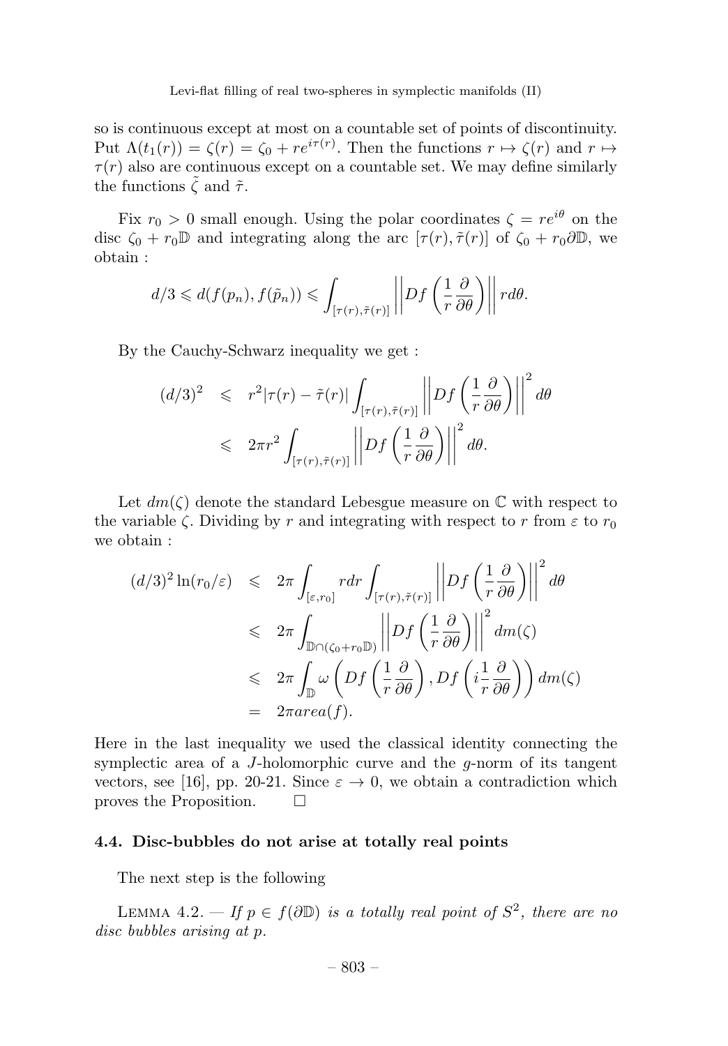so is continuous except at most on a countable set of points of discontinuity. Put $\Lambda(t_1(r)) = \zeta(r) = \zeta_0 + re^{i\tau(r)}$. Then the functions $r \mapsto \zeta(r)$ and $r \mapsto \tau(r)$ also are continuous except on a countable set. We may define similarly the functions $\tilde{\zeta}$ and $\tilde{\tau}$.

Fix $r_0 > 0$ small enough. Using the polar coordinates $\zeta = re^{i\theta}$ on the disc $\zeta_0 + r_0\mathbb{D}$ and integrating along the arc $[\tau(r), \tilde{\tau}(r)]$ of $\zeta_0 + r_0\partial\mathbb{D}$, we obtain :

$$d/3 \leqslant d(f(p_n), f(\tilde{p}_n)) \leqslant \int_{[\tau(r),\tilde{\tau}(r)]} \left|\left| Df\left(\frac{1}{r}\frac{\partial}{\partial\theta}\right)\right|\right| r d\theta.$$

By the Cauchy-Schwarz inequality we get :

$$\begin{aligned}
(d/3)^2 &\leqslant r^2|\tau(r) - \tilde{\tau}(r)| \int_{[\tau(r),\tilde{\tau}(r)]} \left|\left| Df\left(\frac{1}{r}\frac{\partial}{\partial\theta}\right)\right|\right|^2 d\theta \\
&\leqslant 2\pi r^2 \int_{[\tau(r),\tilde{\tau}(r)]} \left|\left| Df\left(\frac{1}{r}\frac{\partial}{\partial\theta}\right)\right|\right|^2 d\theta.
\end{aligned}$$

Let $dm(\zeta)$ denote the standard Lebesgue measure on $\mathbb{C}$ with respect to the variable $\zeta$. Dividing by $r$ and integrating with respect to $r$ from $\varepsilon$ to $r_0$ we obtain :

$$\begin{aligned}
(d/3)^2 \ln(r_0/\varepsilon) &\leqslant 2\pi \int_{[\varepsilon,r_0]} rdr \int_{[\tau(r),\tilde{\tau}(r)]} \left|\left| Df\left(\frac{1}{r}\frac{\partial}{\partial\theta}\right)\right|\right|^2 d\theta \\
&\leqslant 2\pi \int_{\mathbb{D}\cap(\zeta_0+r_0\mathbb{D})} \left|\left| Df\left(\frac{1}{r}\frac{\partial}{\partial\theta}\right)\right|\right|^2 dm(\zeta) \\
&\leqslant 2\pi \int_{\mathbb{D}} \omega\left(Df\left(\frac{1}{r}\frac{\partial}{\partial\theta}\right), Df\left(i\frac{1}{r}\frac{\partial}{\partial\theta}\right)\right) dm(\zeta) \\
&= 2\pi area(f).
\end{aligned}$$

Here in the last inequality we used the classical identity connecting the symplectic area of a $J$-holomorphic curve and the $g$-norm of its tangent vectors, see [16], pp. 20-21. Since $\varepsilon \to 0$, we obtain a contradiction which proves the Proposition. $\square$

### 4.4. Disc-bubbles do not arise at totally real points

The next step is the following

Lemma 4.2. — *If $p \in f(\partial\mathbb{D})$ is a totally real point of $S^2$, there are no disc bubbles arising at $p$.*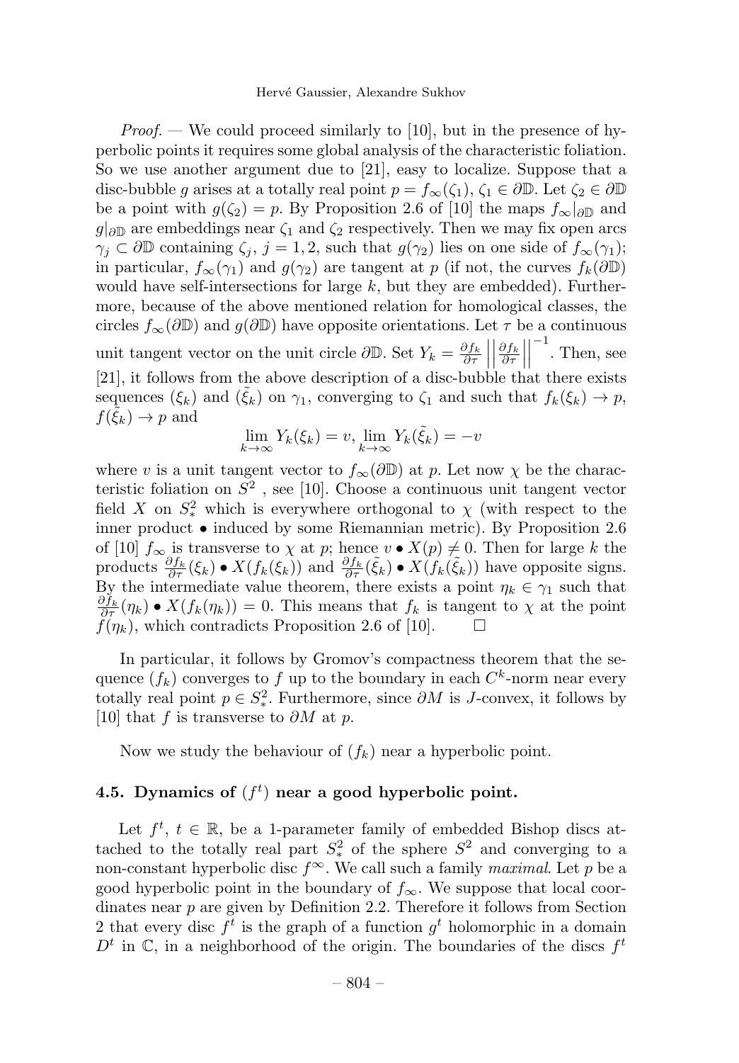*Proof.* — We could proceed similarly to [10], but in the presence of hyperbolic points it requires some global analysis of the characteristic foliation. So we use another argument due to [21], easy to localize. Suppose that a disc-bubble $g$ arises at a totally real point $p = f_\infty(\zeta_1)$, $\zeta_1 \in \partial\mathbb{D}$. Let $\zeta_2 \in \partial\mathbb{D}$ be a point with $g(\zeta_2) = p$. By Proposition 2.6 of [10] the maps $f_\infty|_{\partial\mathbb{D}}$ and $g|_{\partial\mathbb{D}}$ are embeddings near $\zeta_1$ and $\zeta_2$ respectively. Then we may fix open arcs $\gamma_j \subset \partial\mathbb{D}$ containing $\zeta_j$, $j = 1, 2$, such that $g(\gamma_2)$ lies on one side of $f_\infty(\gamma_1)$; in particular, $f_\infty(\gamma_1)$ and $g(\gamma_2)$ are tangent at $p$ (if not, the curves $f_k(\partial\mathbb{D})$ would have self-intersections for large $k$, but they are embedded). Furthermore, because of the above mentioned relation for homological classes, the circles $f_\infty(\partial\mathbb{D})$ and $g(\partial\mathbb{D})$ have opposite orientations. Let $\tau$ be a continuous unit tangent vector on the unit circle $\partial\mathbb{D}$. Set $Y_k = \frac{\partial f_k}{\partial \tau} \left|\left| \frac{\partial f_k}{\partial \tau} \right|\right|^{-1}$. Then, see [21], it follows from the above description of a disc-bubble that there exists sequences $(\xi_k)$ and $(\tilde{\xi}_k)$ on $\gamma_1$, converging to $\zeta_1$ and such that $f_k(\xi_k) \to p$, $f(\tilde{\xi}_k) \to p$ and

$$\lim_{k\to\infty} Y_k(\xi_k) = v, \lim_{k\to\infty} Y_k(\tilde{\xi}_k) = -v$$

where $v$ is a unit tangent vector to $f_\infty(\partial\mathbb{D})$ at $p$. Let now $\chi$ be the characteristic foliation on $S^2$ , see [10]. Choose a continuous unit tangent vector field $X$ on $S^2_*$ which is everywhere orthogonal to $\chi$ (with respect to the inner product $\bullet$ induced by some Riemannian metric). By Proposition 2.6 of [10] $f_\infty$ is transverse to $\chi$ at $p$; hence $v \bullet X(p) \neq 0$. Then for large $k$ the products $\frac{\partial f_k}{\partial \tau}(\xi_k) \bullet X(f_k(\xi_k))$ and $\frac{\partial f_k}{\partial \tau}(\tilde{\xi}_k) \bullet X(f_k(\tilde{\xi}_k))$ have opposite signs. By the intermediate value theorem, there exists a point $\eta_k \in \gamma_1$ such that $\frac{\partial f_k}{\partial \tau}(\eta_k) \bullet X(f_k(\eta_k)) = 0$. This means that $f_k$ is tangent to $\chi$ at the point $f(\eta_k)$, which contradicts Proposition 2.6 of [10]. $\square$

In particular, it follows by Gromov's compactness theorem that the sequence $(f_k)$ converges to $f$ up to the boundary in each $C^k$-norm near every totally real point $p \in S^2_*$. Furthermore, since $\partial M$ is $J$-convex, it follows by [10] that $f$ is transverse to $\partial M$ at $p$.

Now we study the behaviour of $(f_k)$ near a hyperbolic point.

## 4.5. Dynamics of $(f^t)$ near a good hyperbolic point.

Let $f^t$, $t \in \mathbb{R}$, be a 1-parameter family of embedded Bishop discs attached to the totally real part $S^2_*$ of the sphere $S^2$ and converging to a non-constant hyperbolic disc $f^\infty$. We call such a family *maximal*. Let $p$ be a good hyperbolic point in the boundary of $f_\infty$. We suppose that local coordinates near $p$ are given by Definition 2.2. Therefore it follows from Section 2 that every disc $f^t$ is the graph of a function $g^t$ holomorphic in a domain $D^t$ in $\mathbb{C}$, in a neighborhood of the origin. The boundaries of the discs $f^t$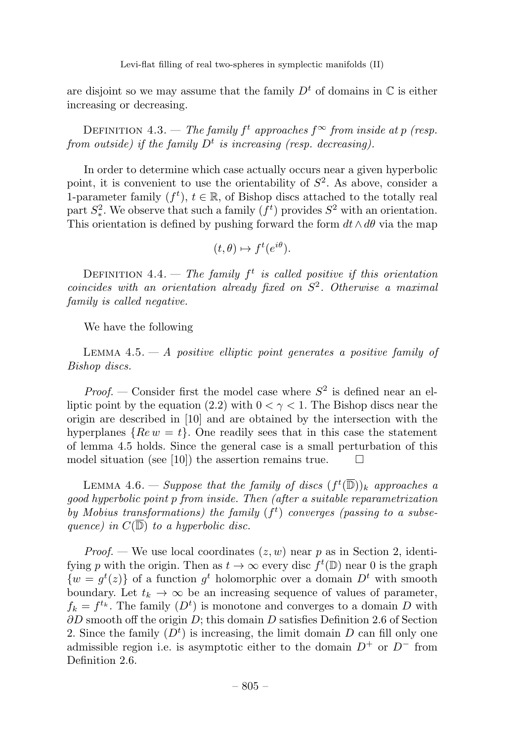are disjoint so we may assume that the family $D^t$ of domains in $\mathbb{C}$ is either increasing or decreasing.

Definition 4.3. — *The family $f^t$ approaches $f^\infty$ from inside at $p$ (resp. from outside) if the family $D^t$ is increasing (resp. decreasing).*

In order to determine which case actually occurs near a given hyperbolic point, it is convenient to use the orientability of $S^2$. As above, consider a 1-parameter family $(f^t)$, $t \in \mathbb{R}$, of Bishop discs attached to the totally real part $S^2_*$. We observe that such a family $(f^t)$ provides $S^2$ with an orientation. This orientation is defined by pushing forward the form $dt \wedge d\theta$ via the map

$$(t, \theta) \mapsto f^t(e^{i\theta}).$$

Definition 4.4. — *The family $f^t$ is called positive if this orientation coincides with an orientation already fixed on $S^2$. Otherwise a maximal family is called negative.*

We have the following

Lemma 4.5. — *A positive elliptic point generates a positive family of Bishop discs.*

*Proof.* — Consider first the model case where $S^2$ is defined near an elliptic point by the equation (2.2) with $0 < \gamma < 1$. The Bishop discs near the origin are described in [10] and are obtained by the intersection with the hyperplanes $\{Re\, w = t\}$. One readily sees that in this case the statement of lemma 4.5 holds. Since the general case is a small perturbation of this model situation (see [10]) the assertion remains true. □

Lemma 4.6. — *Suppose that the family of discs $(f^t(\overline{\mathbb{D}}))_k$ approaches a good hyperbolic point $p$ from inside. Then (after a suitable reparametrization by Mobius transformations) the family $(f^t)$ converges (passing to a subsequence) in $C(\overline{\mathbb{D}})$ to a hyperbolic disc.*

*Proof.* — We use local coordinates $(z, w)$ near $p$ as in Section 2, identifying $p$ with the origin. Then as $t \to \infty$ every disc $f^t(\mathbb{D})$ near 0 is the graph $\{w = g^t(z)\}$ of a function $g^t$ holomorphic over a domain $D^t$ with smooth boundary. Let $t_k \to \infty$ be an increasing sequence of values of parameter, $f_k = f^{t_k}$. The family $(D^t)$ is monotone and converges to a domain $D$ with $\partial D$ smooth off the origin $D$; this domain $D$ satisfies Definition 2.6 of Section 2. Since the family $(D^t)$ is increasing, the limit domain $D$ can fill only one admissible region i.e. is asymptotic either to the domain $D^+$ or $D^-$ from Definition 2.6.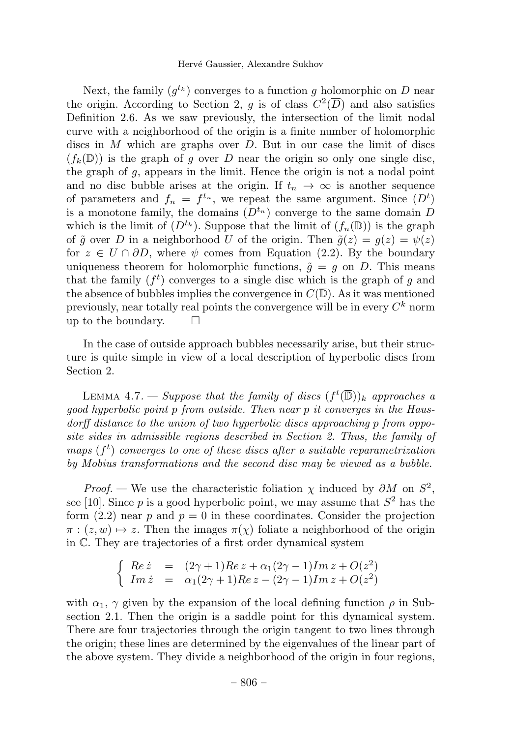Next, the family $(g^{t_k})$ converges to a function $g$ holomorphic on $D$ near the origin. According to Section 2, $g$ is of class $C^2(\overline{D})$ and also satisfies Definition 2.6. As we saw previously, the intersection of the limit nodal curve with a neighborhood of the origin is a finite number of holomorphic discs in $M$ which are graphs over $D$. But in our case the limit of discs $(f_k(\mathbb{D}))$ is the graph of $g$ over $D$ near the origin so only one single disc, the graph of $g$, appears in the limit. Hence the origin is not a nodal point and no disc bubble arises at the origin. If $t_n \to \infty$ is another sequence of parameters and $f_n = f^{t_n}$, we repeat the same argument. Since $(D^t)$ is a monotone family, the domains $(D^{t_n})$ converge to the same domain $D$ which is the limit of $(D^{t_k})$. Suppose that the limit of $(f_n(\mathbb{D}))$ is the graph of $\tilde{g}$ over $D$ in a neighborhood $U$ of the origin. Then $\tilde{g}(z) = g(z) = \psi(z)$ for $z \in U \cap \partial D$, where $\psi$ comes from Equation (2.2). By the boundary uniqueness theorem for holomorphic functions, $\tilde{g} = g$ on $D$. This means that the family $(f^t)$ converges to a single disc which is the graph of $g$ and the absence of bubbles implies the convergence in $C(\overline{\mathbb{D}})$. As it was mentioned previously, near totally real points the convergence will be in every $C^k$ norm up to the boundary. □

In the case of outside approach bubbles necessarily arise, but their structure is quite simple in view of a local description of hyperbolic discs from Section 2.

Lemma 4.7. — *Suppose that the family of discs $(f^t(\overline{\mathbb{D}}))_k$ approaches a good hyperbolic point $p$ from outside. Then near $p$ it converges in the Hausdorff distance to the union of two hyperbolic discs approaching $p$ from opposite sides in admissible regions described in Section 2. Thus, the family of maps $(f^t)$ converges to one of these discs after a suitable reparametrization by Mobius transformations and the second disc may be viewed as a bubble.*

*Proof.* — We use the characteristic foliation $\chi$ induced by $\partial M$ on $S^2$, see [10]. Since $p$ is a good hyperbolic point, we may assume that $S^2$ has the form (2.2) near $p$ and $p = 0$ in these coordinates. Consider the projection $\pi : (z, w) \mapsto z$. Then the images $\pi(\chi)$ foliate a neighborhood of the origin in $\mathbb{C}$. They are trajectories of a first order dynamical system

$$\left\{ \begin{array}{lcl} Re\, \dot{z} & = & (2\gamma + 1) Re\, z + \alpha_1 (2\gamma - 1) Im\, z + O(z^2) \\ Im\, \dot{z} & = & \alpha_1 (2\gamma + 1) Re\, z - (2\gamma - 1) Im\, z + O(z^2) \end{array} \right.$$

with $\alpha_1$, $\gamma$ given by the expansion of the local defining function $\rho$ in Subsection 2.1. Then the origin is a saddle point for this dynamical system. There are four trajectories through the origin tangent to two lines through the origin; these lines are determined by the eigenvalues of the linear part of the above system. They divide a neighborhood of the origin in four regions,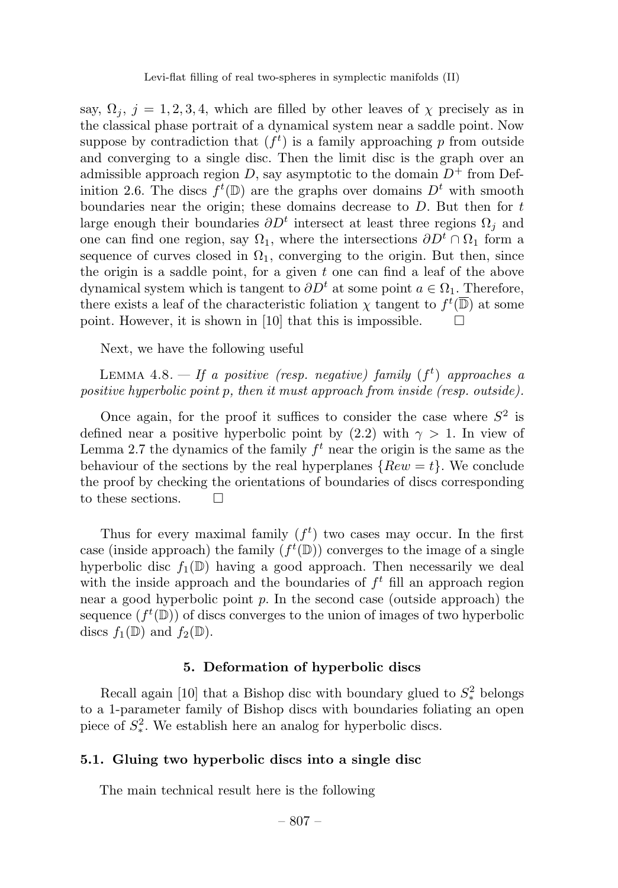say, $\Omega_j$, $j = 1, 2, 3, 4$, which are filled by other leaves of $\chi$ precisely as in the classical phase portrait of a dynamical system near a saddle point. Now suppose by contradiction that $(f^t)$ is a family approaching $p$ from outside and converging to a single disc. Then the limit disc is the graph over an admissible approach region $D$, say asymptotic to the domain $D^+$ from Definition 2.6. The discs $f^t(\mathbb{D})$ are the graphs over domains $D^t$ with smooth boundaries near the origin; these domains decrease to $D$. But then for $t$ large enough their boundaries $\partial D^t$ intersect at least three regions $\Omega_j$ and one can find one region, say $\Omega_1$, where the intersections $\partial D^t \cap \Omega_1$ form a sequence of curves closed in $\Omega_1$, converging to the origin. But then, since the origin is a saddle point, for a given $t$ one can find a leaf of the above dynamical system which is tangent to $\partial D^t$ at some point $a \in \Omega_1$. Therefore, there exists a leaf of the characteristic foliation $\chi$ tangent to $f^t(\overline{\mathbb{D}})$ at some point. However, it is shown in [10] that this is impossible. □

Next, we have the following useful

Lemma 4.8. — *If a positive (resp. negative) family $(f^t)$ approaches a positive hyperbolic point $p$, then it must approach from inside (resp. outside).*

Once again, for the proof it suffices to consider the case where $S^2$ is defined near a positive hyperbolic point by (2.2) with $\gamma > 1$. In view of Lemma 2.7 the dynamics of the family $f^t$ near the origin is the same as the behaviour of the sections by the real hyperplanes $\{Re w = t\}$. We conclude the proof by checking the orientations of boundaries of discs corresponding to these sections. □

Thus for every maximal family $(f^t)$ two cases may occur. In the first case (inside approach) the family $(f^t(\mathbb{D}))$ converges to the image of a single hyperbolic disc $f_1(\mathbb{D})$ having a good approach. Then necessarily we deal with the inside approach and the boundaries of $f^t$ fill an approach region near a good hyperbolic point $p$. In the second case (outside approach) the sequence $(f^t(\mathbb{D}))$ of discs converges to the union of images of two hyperbolic discs $f_1(\mathbb{D})$ and $f_2(\mathbb{D})$.

## 5. Deformation of hyperbolic discs

Recall again [10] that a Bishop disc with boundary glued to $S^2_*$ belongs to a 1-parameter family of Bishop discs with boundaries foliating an open piece of $S^2_*$. We establish here an analog for hyperbolic discs.

### 5.1. Gluing two hyperbolic discs into a single disc

The main technical result here is the following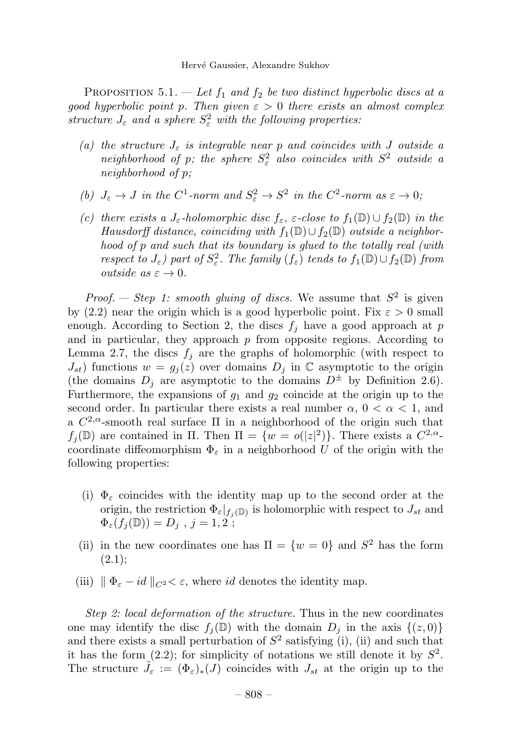PROPOSITION 5.1. — *Let $f_1$ and $f_2$ be two distinct hyperbolic discs at a good hyperbolic point $p$. Then given $\varepsilon > 0$ there exists an almost complex structure $J_\varepsilon$ and a sphere $S^2_\varepsilon$ with the following properties:*

*(a) the structure $J_\varepsilon$ is integrable near $p$ and coincides with $J$ outside a neighborhood of $p$; the sphere $S^2_\varepsilon$ also coincides with $S^2$ outside a neighborhood of $p$;*

*(b) $J_\varepsilon \to J$ in the $C^1$-norm and $S^2_\varepsilon \to S^2$ in the $C^2$-norm as $\varepsilon \to 0$;*

*(c) there exists a $J_\varepsilon$-holomorphic disc $f_\varepsilon$, $\varepsilon$-close to $f_1(\mathbb{D}) \cup f_2(\mathbb{D})$ in the Hausdorff distance, coinciding with $f_1(\mathbb{D}) \cup f_2(\mathbb{D})$ outside a neighborhood of $p$ and such that its boundary is glued to the totally real (with respect to $J_\varepsilon$) part of $S^2_\varepsilon$. The family $(f_\varepsilon)$ tends to $f_1(\mathbb{D}) \cup f_2(\mathbb{D})$ from outside as $\varepsilon \to 0$.*

*Proof. — Step 1: smooth gluing of discs.* We assume that $S^2$ is given by (2.2) near the origin which is a good hyperbolic point. Fix $\varepsilon > 0$ small enough. According to Section 2, the discs $f_j$ have a good approach at $p$ and in particular, they approach $p$ from opposite regions. According to Lemma 2.7, the discs $f_j$ are the graphs of holomorphic (with respect to $J_{st}$) functions $w = g_j(z)$ over domains $D_j$ in $\mathbb{C}$ asymptotic to the origin (the domains $D_j$ are asymptotic to the domains $D^\pm$ by Definition 2.6). Furthermore, the expansions of $g_1$ and $g_2$ coincide at the origin up to the second order. In particular there exists a real number $\alpha$, $0 < \alpha < 1$, and a $C^{2,\alpha}$-smooth real surface $\Pi$ in a neighborhood of the origin such that $f_j(\mathbb{D})$ are contained in $\Pi$. Then $\Pi = \{w = o(|z|^2)\}$. There exists a $C^{2,\alpha}$-coordinate diffeomorphism $\Phi_\varepsilon$ in a neighborhood $U$ of the origin with the following properties:

(i) $\Phi_\varepsilon$ coincides with the identity map up to the second order at the origin, the restriction $\Phi_\varepsilon|_{f_j(\mathbb{D})}$ is holomorphic with respect to $J_{st}$ and $\Phi_\varepsilon(f_j(\mathbb{D})) = D_j$ , $j = 1, 2$ ;

(ii) in the new coordinates one has $\Pi = \{w = 0\}$ and $S^2$ has the form (2.1);

(iii) $\| \Phi_\varepsilon - id \|_{C^2} < \varepsilon$, where $id$ denotes the identity map.

*Step 2: local deformation of the structure.* Thus in the new coordinates one may identify the disc $f_j(\mathbb{D})$ with the domain $D_j$ in the axis $\{(z, 0)\}$ and there exists a small perturbation of $S^2$ satisfying (i), (ii) and such that it has the form (2.2); for simplicity of notations we still denote it by $S^2$. The structure $\tilde{J}_\varepsilon := (\Phi_\varepsilon)_*(J)$ coincides with $J_{st}$ at the origin up to the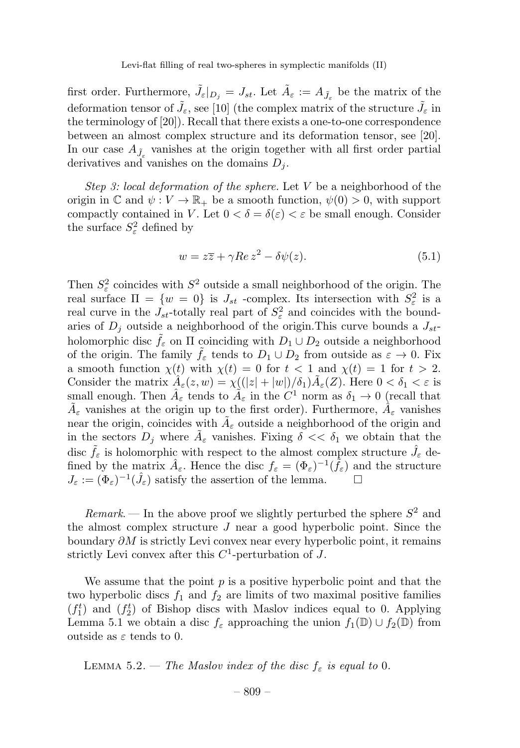first order. Furthermore, $\tilde{J}_\varepsilon|_{D_j} = J_{st}$. Let $\tilde{A}_\varepsilon := A_{\tilde{J}_\varepsilon}$ be the matrix of the deformation tensor of $\tilde{J}_\varepsilon$, see [10] (the complex matrix of the structure $\tilde{J}_\varepsilon$ in the terminology of [20]). Recall that there exists a one-to-one correspondence between an almost complex structure and its deformation tensor, see [20]. In our case $A_{\tilde{J}_\varepsilon}$ vanishes at the origin together with all first order partial derivatives and vanishes on the domains $D_j$.

*Step 3: local deformation of the sphere.* Let $V$ be a neighborhood of the origin in $\mathbb{C}$ and $\psi : V \to \mathbb{R}_+$ be a smooth function, $\psi(0) > 0$, with support compactly contained in $V$. Let $0 < \delta = \delta(\varepsilon) < \varepsilon$ be small enough. Consider the surface $S^2_\varepsilon$ defined by

$$w = z\overline{z} + \gamma Re\, z^2 - \delta\psi(z). \tag{5.1}$$

Then $S^2_\varepsilon$ coincides with $S^2$ outside a small neighborhood of the origin. The real surface $\Pi = \{w = 0\}$ is $J_{st}$ -complex. Its intersection with $S^2_\varepsilon$ is a real curve in the $J_{st}$-totally real part of $S^2_\varepsilon$ and coincides with the boundaries of $D_j$ outside a neighborhood of the origin.This curve bounds a $J_{st}$-holomorphic disc $\tilde{f}_\varepsilon$ on $\Pi$ coinciding with $D_1 \cup D_2$ outside a neighborhood of the origin. The family $\tilde{f}_\varepsilon$ tends to $D_1 \cup D_2$ from outside as $\varepsilon \to 0$. Fix a smooth function $\chi(t)$ with $\chi(t) = 0$ for $t < 1$ and $\chi(t) = 1$ for $t > 2$. Consider the matrix $\hat{A}_\varepsilon(z, w) = \chi((|z| + |w|)/\delta_1)\tilde{A}_\varepsilon(Z)$. Here $0 < \delta_1 < \varepsilon$ is small enough. Then $\hat{A}_\varepsilon$ tends to $\tilde{A}_\varepsilon$ in the $C^1$ norm as $\delta_1 \to 0$ (recall that $\tilde{A}_\varepsilon$ vanishes at the origin up to the first order). Furthermore, $\hat{A}_\varepsilon$ vanishes near the origin, coincides with $\tilde{A}_\varepsilon$ outside a neighborhood of the origin and in the sectors $D_j$ where $\tilde{A}_\varepsilon$ vanishes. Fixing $\delta << \delta_1$ we obtain that the disc $\tilde{f}_\varepsilon$ is holomorphic with respect to the almost complex structure $\hat{J}_\varepsilon$ defined by the matrix $\hat{A}_\varepsilon$. Hence the disc $f_\varepsilon = (\Phi_\varepsilon)^{-1}(\tilde{f}_\varepsilon)$ and the structure $J_\varepsilon := (\Phi_\varepsilon)^{-1}(\hat{J}_\varepsilon)$ satisfy the assertion of the lemma. □

*Remark.* — In the above proof we slightly perturbed the sphere $S^2$ and the almost complex structure $J$ near a good hyperbolic point. Since the boundary $\partial M$ is strictly Levi convex near every hyperbolic point, it remains strictly Levi convex after this $C^1$-perturbation of $J$.

We assume that the point $p$ is a positive hyperbolic point and that the two hyperbolic discs $f_1$ and $f_2$ are limits of two maximal positive families $(f_1^t)$ and $(f_2^t)$ of Bishop discs with Maslov indices equal to 0. Applying Lemma 5.1 we obtain a disc $f_\varepsilon$ approaching the union $f_1(\mathbb{D}) \cup f_2(\mathbb{D})$ from outside as $\varepsilon$ tends to 0.

Lemma 5.2. — *The Maslov index of the disc $f_\varepsilon$ is equal to* 0.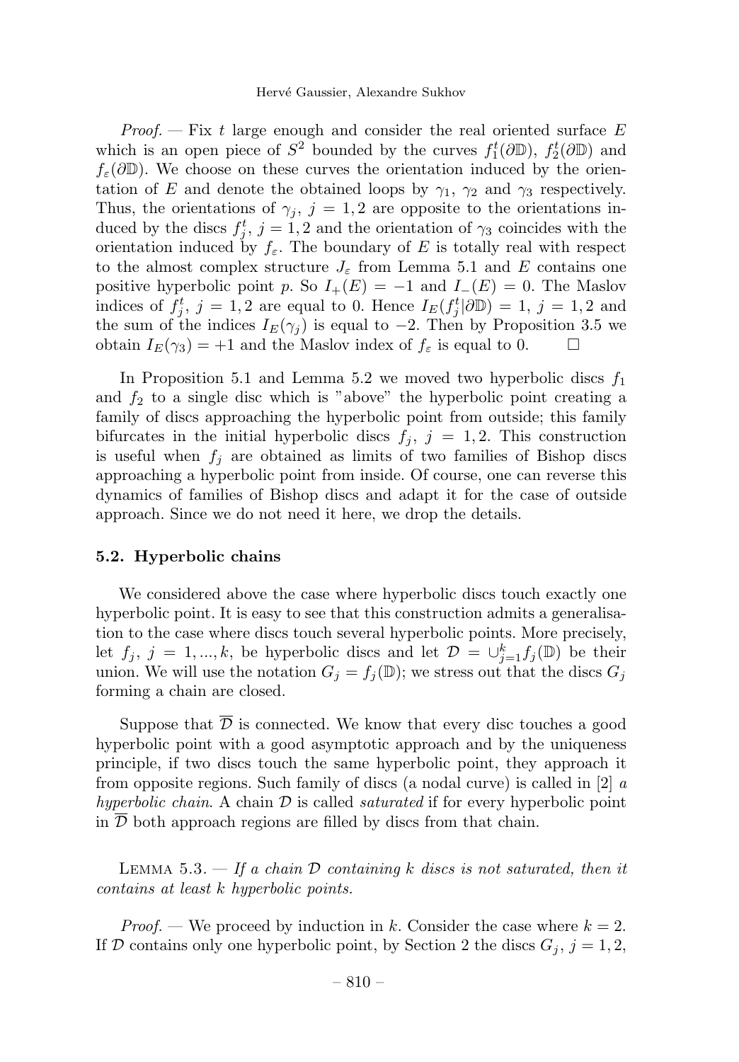*Proof.* — Fix $t$ large enough and consider the real oriented surface $E$ which is an open piece of $S^2$ bounded by the curves $f_1^t(\partial\mathbb{D})$, $f_2^t(\partial\mathbb{D})$ and $f_\varepsilon(\partial\mathbb{D})$. We choose on these curves the orientation induced by the orientation of $E$ and denote the obtained loops by $\gamma_1$, $\gamma_2$ and $\gamma_3$ respectively. Thus, the orientations of $\gamma_j$, $j = 1, 2$ are opposite to the orientations induced by the discs $f_j^t$, $j = 1, 2$ and the orientation of $\gamma_3$ coincides with the orientation induced by $f_\varepsilon$. The boundary of $E$ is totally real with respect to the almost complex structure $J_\varepsilon$ from Lemma 5.1 and $E$ contains one positive hyperbolic point $p$. So $I_+(E) = -1$ and $I_-(E) = 0$. The Maslov indices of $f_j^t$, $j = 1, 2$ are equal to 0. Hence $I_E(f_j^t|\partial\mathbb{D}) = 1$, $j = 1, 2$ and the sum of the indices $I_E(\gamma_j)$ is equal to $-2$. Then by Proposition 3.5 we obtain $I_E(\gamma_3) = +1$ and the Maslov index of $f_\varepsilon$ is equal to 0. □

In Proposition 5.1 and Lemma 5.2 we moved two hyperbolic discs $f_1$ and $f_2$ to a single disc which is "above" the hyperbolic point creating a family of discs approaching the hyperbolic point from outside; this family bifurcates in the initial hyperbolic discs $f_j$, $j = 1, 2$. This construction is useful when $f_j$ are obtained as limits of two families of Bishop discs approaching a hyperbolic point from inside. Of course, one can reverse this dynamics of families of Bishop discs and adapt it for the case of outside approach. Since we do not need it here, we drop the details.

### 5.2. Hyperbolic chains

We considered above the case where hyperbolic discs touch exactly one hyperbolic point. It is easy to see that this construction admits a generalisation to the case where discs touch several hyperbolic points. More precisely, let $f_j$, $j = 1, ..., k$, be hyperbolic discs and let $\mathcal{D} = \cup_{j=1}^k f_j(\mathbb{D})$ be their union. We will use the notation $G_j = f_j(\mathbb{D})$; we stress out that the discs $G_j$ forming a chain are closed.

Suppose that $\overline{\mathcal{D}}$ is connected. We know that every disc touches a good hyperbolic point with a good asymptotic approach and by the uniqueness principle, if two discs touch the same hyperbolic point, they approach it from opposite regions. Such family of discs (a nodal curve) is called in [2] *a hyperbolic chain*. A chain $\mathcal{D}$ is called *saturated* if for every hyperbolic point in $\overline{\mathcal{D}}$ both approach regions are filled by discs from that chain.

Lemma 5.3. — *If a chain $\mathcal{D}$ containing $k$ discs is not saturated, then it contains at least $k$ hyperbolic points.*

*Proof.* — We proceed by induction in $k$. Consider the case where $k = 2$. If $\mathcal{D}$ contains only one hyperbolic point, by Section 2 the discs $G_j$, $j = 1, 2$,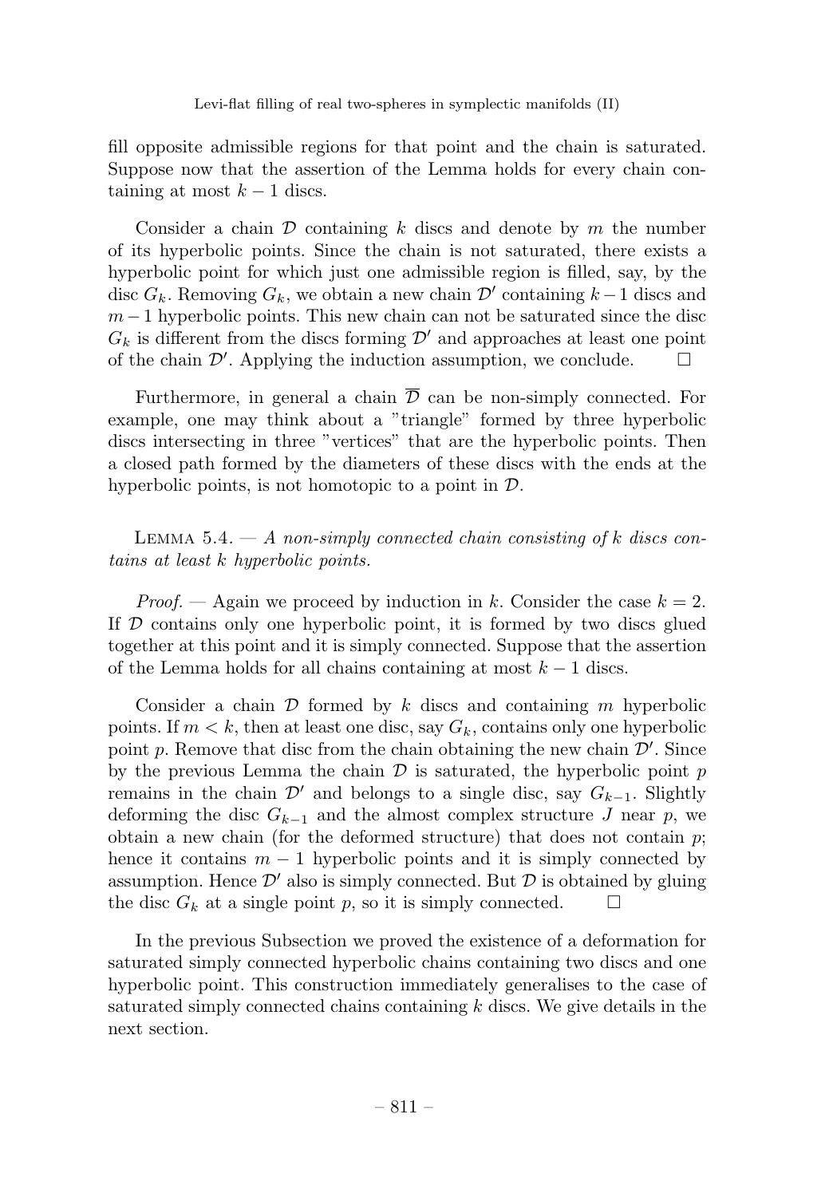fill opposite admissible regions for that point and the chain is saturated. Suppose now that the assertion of the Lemma holds for every chain containing at most $k-1$ discs.

Consider a chain $\mathcal{D}$ containing $k$ discs and denote by $m$ the number of its hyperbolic points. Since the chain is not saturated, there exists a hyperbolic point for which just one admissible region is filled, say, by the disc $G_k$. Removing $G_k$, we obtain a new chain $\mathcal{D}'$ containing $k-1$ discs and $m-1$ hyperbolic points. This new chain can not be saturated since the disc $G_k$ is different from the discs forming $\mathcal{D}'$ and approaches at least one point of the chain $\mathcal{D}'$. Applying the induction assumption, we conclude. $\square$

Furthermore, in general a chain $\overline{\mathcal{D}}$ can be non-simply connected. For example, one may think about a "triangle" formed by three hyperbolic discs intersecting in three "vertices" that are the hyperbolic points. Then a closed path formed by the diameters of these discs with the ends at the hyperbolic points, is not homotopic to a point in $\mathcal{D}$.

Lemma 5.4. — *A non-simply connected chain consisting of $k$ discs contains at least $k$ hyperbolic points.*

*Proof.* — Again we proceed by induction in $k$. Consider the case $k=2$. If $\mathcal{D}$ contains only one hyperbolic point, it is formed by two discs glued together at this point and it is simply connected. Suppose that the assertion of the Lemma holds for all chains containing at most $k-1$ discs.

Consider a chain $\mathcal{D}$ formed by $k$ discs and containing $m$ hyperbolic points. If $m < k$, then at least one disc, say $G_k$, contains only one hyperbolic point $p$. Remove that disc from the chain obtaining the new chain $\mathcal{D}'$. Since by the previous Lemma the chain $\mathcal{D}$ is saturated, the hyperbolic point $p$ remains in the chain $\mathcal{D}'$ and belongs to a single disc, say $G_{k-1}$. Slightly deforming the disc $G_{k-1}$ and the almost complex structure $J$ near $p$, we obtain a new chain (for the deformed structure) that does not contain $p$; hence it contains $m-1$ hyperbolic points and it is simply connected by assumption. Hence $\mathcal{D}'$ also is simply connected. But $\mathcal{D}$ is obtained by gluing the disc $G_k$ at a single point $p$, so it is simply connected. $\square$

In the previous Subsection we proved the existence of a deformation for saturated simply connected hyperbolic chains containing two discs and one hyperbolic point. This construction immediately generalises to the case of saturated simply connected chains containing $k$ discs. We give details in the next section.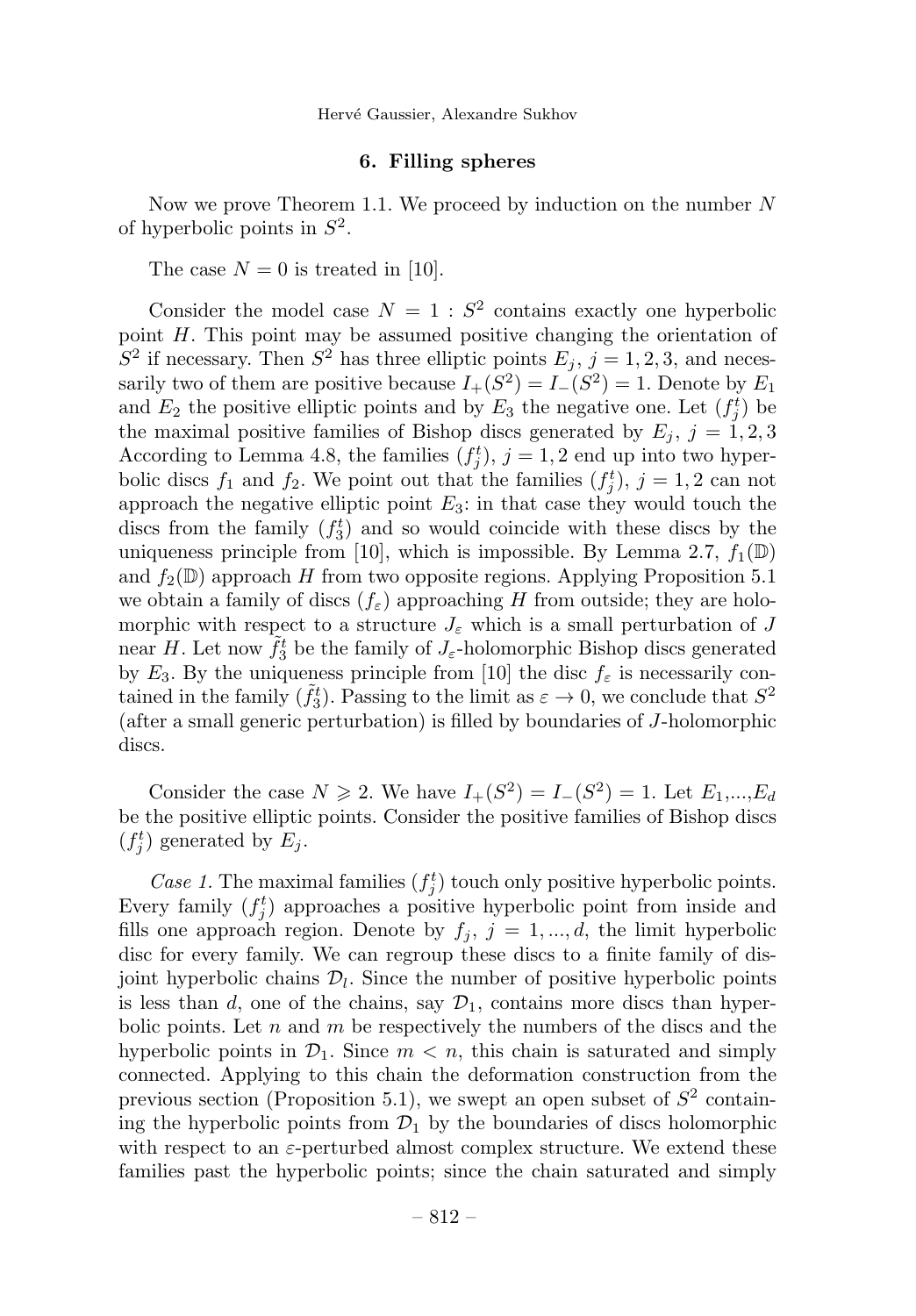## 6. Filling spheres

Now we prove Theorem 1.1. We proceed by induction on the number $N$ of hyperbolic points in $S^2$.

The case $N = 0$ is treated in [10].

Consider the model case $N = 1$ : $S^2$ contains exactly one hyperbolic point $H$. This point may be assumed positive changing the orientation of $S^2$ if necessary. Then $S^2$ has three elliptic points $E_j$, $j = 1, 2, 3$, and necessarily two of them are positive because $I_+(S^2) = I_-(S^2) = 1$. Denote by $E_1$ and $E_2$ the positive elliptic points and by $E_3$ the negative one. Let $(f_j^t)$ be the maximal positive families of Bishop discs generated by $E_j$, $j = 1, 2, 3$ According to Lemma 4.8, the families $(f_j^t)$, $j = 1, 2$ end up into two hyperbolic discs $f_1$ and $f_2$. We point out that the families $(f_j^t)$, $j = 1, 2$ can not approach the negative elliptic point $E_3$: in that case they would touch the discs from the family $(f_3^t)$ and so would coincide with these discs by the uniqueness principle from [10], which is impossible. By Lemma 2.7, $f_1(\mathbb{D})$ and $f_2(\mathbb{D})$ approach $H$ from two opposite regions. Applying Proposition 5.1 we obtain a family of discs $(f_\varepsilon)$ approaching $H$ from outside; they are holomorphic with respect to a structure $J_\varepsilon$ which is a small perturbation of $J$ near $H$. Let now $\tilde{f}_3^t$ be the family of $J_\varepsilon$-holomorphic Bishop discs generated by $E_3$. By the uniqueness principle from [10] the disc $f_\varepsilon$ is necessarily contained in the family $(\tilde{f}_3^t)$. Passing to the limit as $\varepsilon \to 0$, we conclude that $S^2$ (after a small generic perturbation) is filled by boundaries of $J$-holomorphic discs.

Consider the case $N \geqslant 2$. We have $I_+(S^2) = I_-(S^2) = 1$. Let $E_1$,...,$E_d$ be the positive elliptic points. Consider the positive families of Bishop discs $(f_j^t)$ generated by $E_j$.

*Case 1.* The maximal families $(f_j^t)$ touch only positive hyperbolic points. Every family $(f_j^t)$ approaches a positive hyperbolic point from inside and fills one approach region. Denote by $f_j$, $j = 1, ..., d$, the limit hyperbolic disc for every family. We can regroup these discs to a finite family of disjoint hyperbolic chains $\mathcal{D}_l$. Since the number of positive hyperbolic points is less than $d$, one of the chains, say $\mathcal{D}_1$, contains more discs than hyperbolic points. Let $n$ and $m$ be respectively the numbers of the discs and the hyperbolic points in $\mathcal{D}_1$. Since $m < n$, this chain is saturated and simply connected. Applying to this chain the deformation construction from the previous section (Proposition 5.1), we swept an open subset of $S^2$ containing the hyperbolic points from $\mathcal{D}_1$ by the boundaries of discs holomorphic with respect to an $\varepsilon$-perturbed almost complex structure. We extend these families past the hyperbolic points; since the chain saturated and simply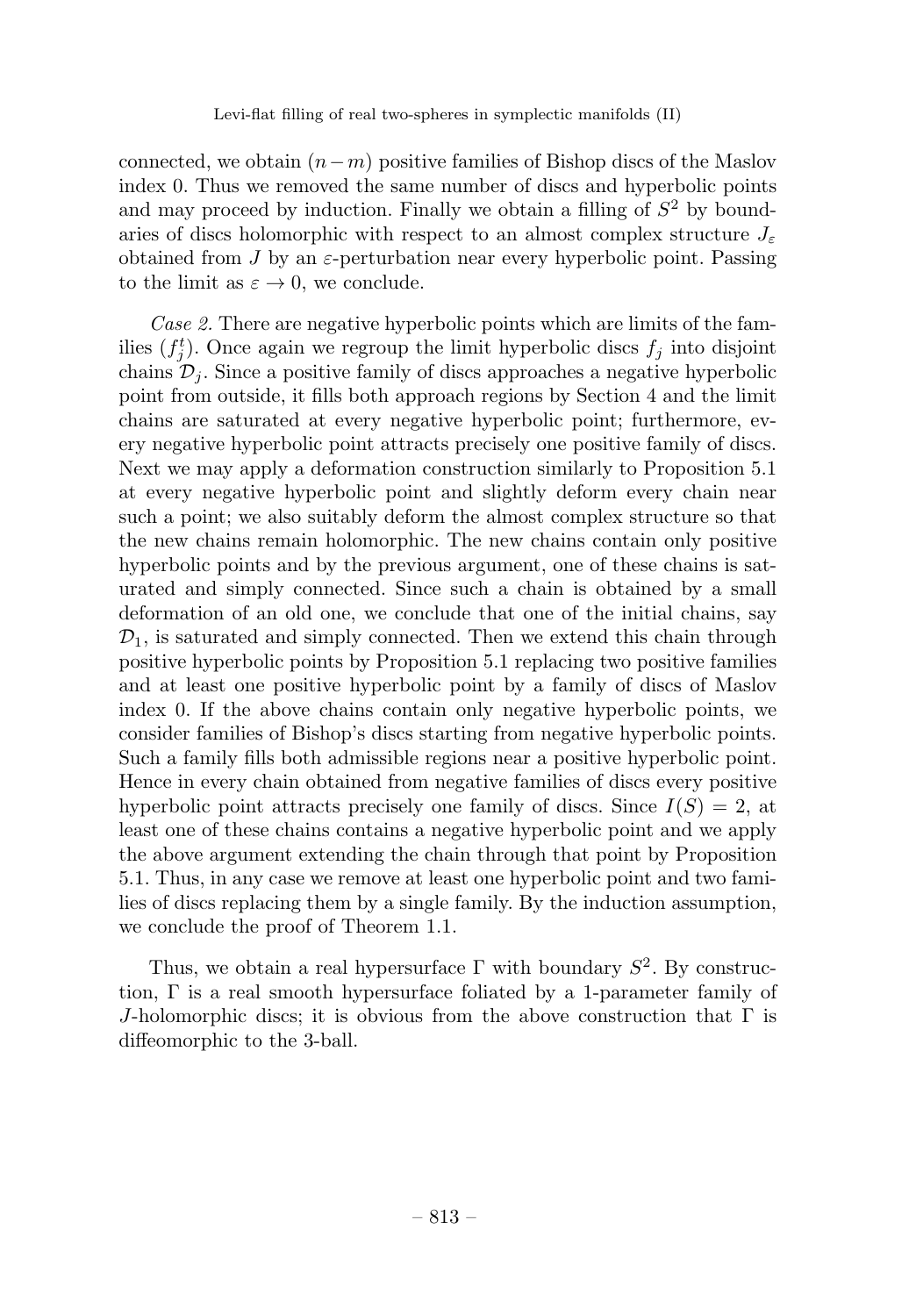connected, we obtain $(n-m)$ positive families of Bishop discs of the Maslov index 0. Thus we removed the same number of discs and hyperbolic points and may proceed by induction. Finally we obtain a filling of $S^2$ by boundaries of discs holomorphic with respect to an almost complex structure $J_\varepsilon$ obtained from $J$ by an $\varepsilon$-perturbation near every hyperbolic point. Passing to the limit as $\varepsilon \to 0$, we conclude.

*Case 2.* There are negative hyperbolic points which are limits of the families $(f_j^t)$. Once again we regroup the limit hyperbolic discs $f_j$ into disjoint chains $\mathcal{D}_j$. Since a positive family of discs approaches a negative hyperbolic point from outside, it fills both approach regions by Section 4 and the limit chains are saturated at every negative hyperbolic point; furthermore, every negative hyperbolic point attracts precisely one positive family of discs. Next we may apply a deformation construction similarly to Proposition 5.1 at every negative hyperbolic point and slightly deform every chain near such a point; we also suitably deform the almost complex structure so that the new chains remain holomorphic. The new chains contain only positive hyperbolic points and by the previous argument, one of these chains is saturated and simply connected. Since such a chain is obtained by a small deformation of an old one, we conclude that one of the initial chains, say $\mathcal{D}_1$, is saturated and simply connected. Then we extend this chain through positive hyperbolic points by Proposition 5.1 replacing two positive families and at least one positive hyperbolic point by a family of discs of Maslov index 0. If the above chains contain only negative hyperbolic points, we consider families of Bishop's discs starting from negative hyperbolic points. Such a family fills both admissible regions near a positive hyperbolic point. Hence in every chain obtained from negative families of discs every positive hyperbolic point attracts precisely one family of discs. Since $I(S) = 2$, at least one of these chains contains a negative hyperbolic point and we apply the above argument extending the chain through that point by Proposition 5.1. Thus, in any case we remove at least one hyperbolic point and two families of discs replacing them by a single family. By the induction assumption, we conclude the proof of Theorem 1.1.

Thus, we obtain a real hypersurface $\Gamma$ with boundary $S^2$. By construction, $\Gamma$ is a real smooth hypersurface foliated by a 1-parameter family of $J$-holomorphic discs; it is obvious from the above construction that $\Gamma$ is diffeomorphic to the 3-ball.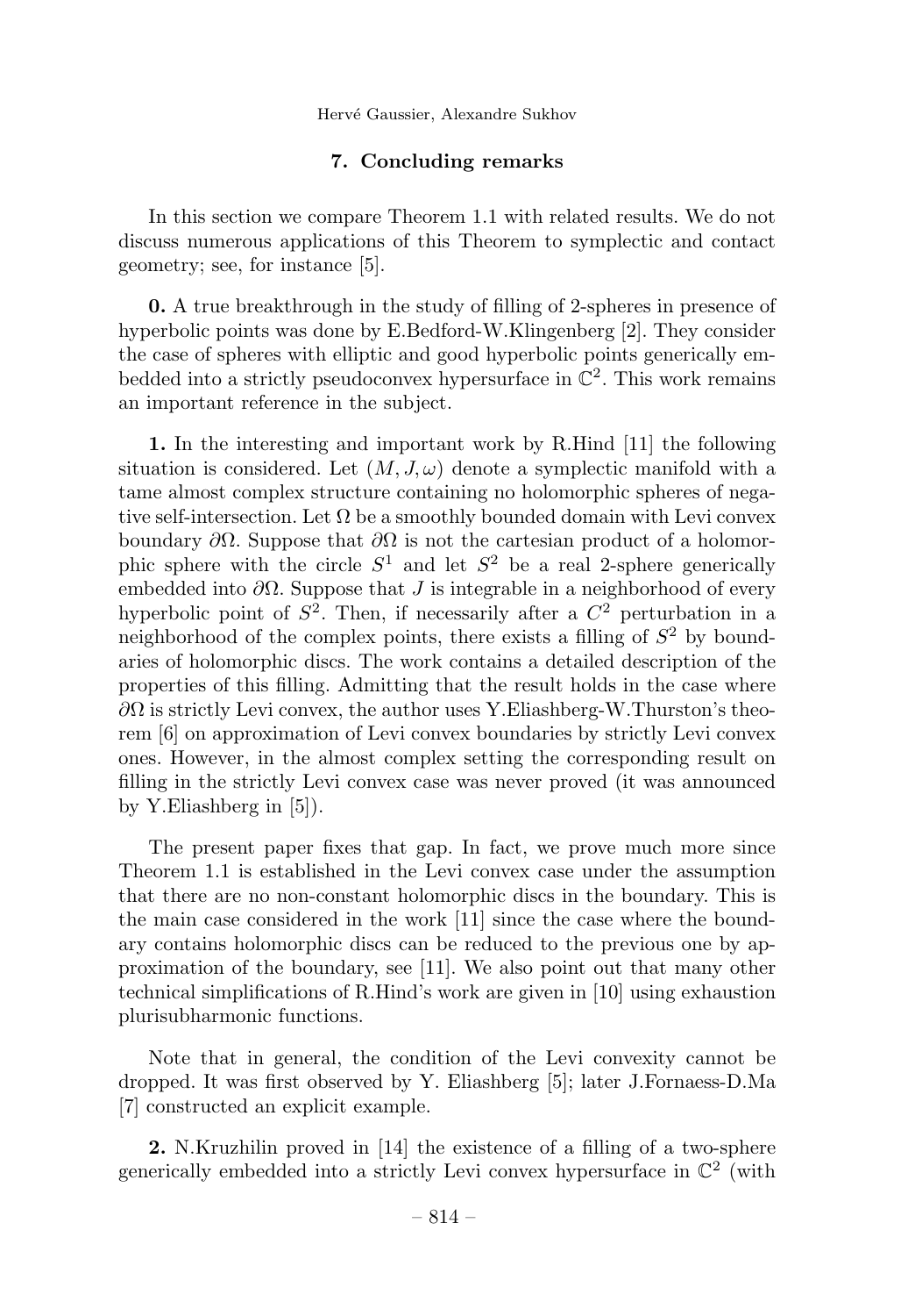## 7. Concluding remarks

In this section we compare Theorem 1.1 with related results. We do not discuss numerous applications of this Theorem to symplectic and contact geometry; see, for instance [5].

**0.** A true breakthrough in the study of filling of 2-spheres in presence of hyperbolic points was done by E.Bedford-W.Klingenberg [2]. They consider the case of spheres with elliptic and good hyperbolic points generically embedded into a strictly pseudoconvex hypersurface in $\mathbb{C}^2$. This work remains an important reference in the subject.

**1.** In the interesting and important work by R.Hind [11] the following situation is considered. Let $(M, J, \omega)$ denote a symplectic manifold with a tame almost complex structure containing no holomorphic spheres of negative self-intersection. Let $\Omega$ be a smoothly bounded domain with Levi convex boundary $\partial\Omega$. Suppose that $\partial\Omega$ is not the cartesian product of a holomorphic sphere with the circle $S^1$ and let $S^2$ be a real 2-sphere generically embedded into $\partial\Omega$. Suppose that $J$ is integrable in a neighborhood of every hyperbolic point of $S^2$. Then, if necessarily after a $C^2$ perturbation in a neighborhood of the complex points, there exists a filling of $S^2$ by boundaries of holomorphic discs. The work contains a detailed description of the properties of this filling. Admitting that the result holds in the case where $\partial\Omega$ is strictly Levi convex, the author uses Y.Eliashberg-W.Thurston's theorem [6] on approximation of Levi convex boundaries by strictly Levi convex ones. However, in the almost complex setting the corresponding result on filling in the strictly Levi convex case was never proved (it was announced by Y.Eliashberg in [5]).

The present paper fixes that gap. In fact, we prove much more since Theorem 1.1 is established in the Levi convex case under the assumption that there are no non-constant holomorphic discs in the boundary. This is the main case considered in the work [11] since the case where the boundary contains holomorphic discs can be reduced to the previous one by approximation of the boundary, see [11]. We also point out that many other technical simplifications of R.Hind's work are given in [10] using exhaustion plurisubharmonic functions.

Note that in general, the condition of the Levi convexity cannot be dropped. It was first observed by Y. Eliashberg [5]; later J.Fornaess-D.Ma [7] constructed an explicit example.

**2.** N.Kruzhilin proved in [14] the existence of a filling of a two-sphere generically embedded into a strictly Levi convex hypersurface in $\mathbb{C}^2$ (with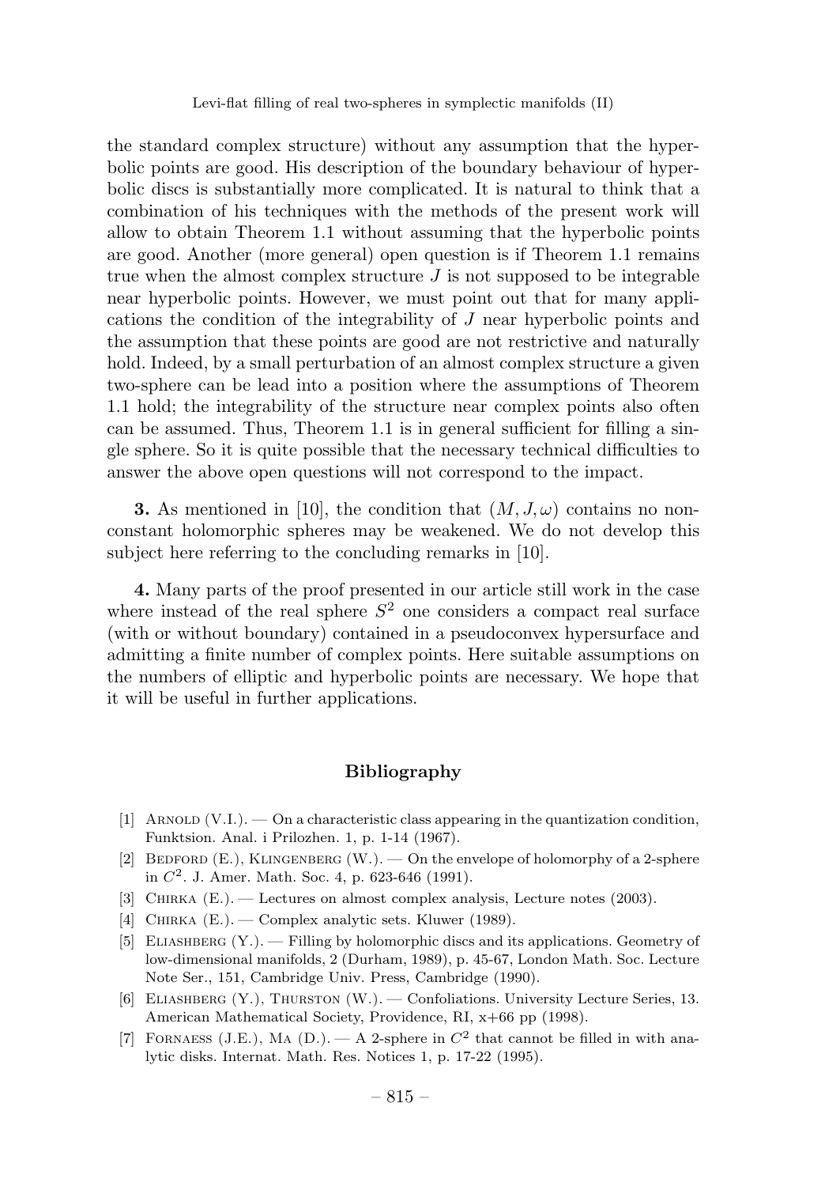the standard complex structure) without any assumption that the hyperbolic points are good. His description of the boundary behaviour of hyperbolic discs is substantially more complicated. It is natural to think that a combination of his techniques with the methods of the present work will allow to obtain Theorem 1.1 without assuming that the hyperbolic points are good. Another (more general) open question is if Theorem 1.1 remains true when the almost complex structure $J$ is not supposed to be integrable near hyperbolic points. However, we must point out that for many applications the condition of the integrability of $J$ near hyperbolic points and the assumption that these points are good are not restrictive and naturally hold. Indeed, by a small perturbation of an almost complex structure a given two-sphere can be lead into a position where the assumptions of Theorem 1.1 hold; the integrability of the structure near complex points also often can be assumed. Thus, Theorem 1.1 is in general sufficient for filling a single sphere. So it is quite possible that the necessary technical difficulties to answer the above open questions will not correspond to the impact.

**3.** As mentioned in [10], the condition that $(M, J, \omega)$ contains no nonconstant holomorphic spheres may be weakened. We do not develop this subject here referring to the concluding remarks in [10].

**4.** Many parts of the proof presented in our article still work in the case where instead of the real sphere $S^2$ one considers a compact real surface (with or without boundary) contained in a pseudoconvex hypersurface and admitting a finite number of complex points. Here suitable assumptions on the numbers of elliptic and hyperbolic points are necessary. We hope that it will be useful in further applications.

## Bibliography

[1] Arnold (V.I.). — On a characteristic class appearing in the quantization condition, Funktsion. Anal. i Prilozhen. 1, p. 1-14 (1967).

[2] Bedford (E.), Klingenberg (W.). — On the envelope of holomorphy of a 2-sphere in $C^2$. J. Amer. Math. Soc. 4, p. 623-646 (1991).

[3] Chirka (E.). — Lectures on almost complex analysis, Lecture notes (2003).

[4] Chirka (E.). — Complex analytic sets. Kluwer (1989).

[5] Eliashberg (Y.). — Filling by holomorphic discs and its applications. Geometry of low-dimensional manifolds, 2 (Durham, 1989), p. 45-67, London Math. Soc. Lecture Note Ser., 151, Cambridge Univ. Press, Cambridge (1990).

[6] Eliashberg (Y.), Thurston (W.). — Confoliations. University Lecture Series, 13. American Mathematical Society, Providence, RI, x+66 pp (1998).

[7] Fornaess (J.E.), Ma (D.). — A 2-sphere in $C^2$ that cannot be filled in with analytic disks. Internat. Math. Res. Notices 1, p. 17-22 (1995).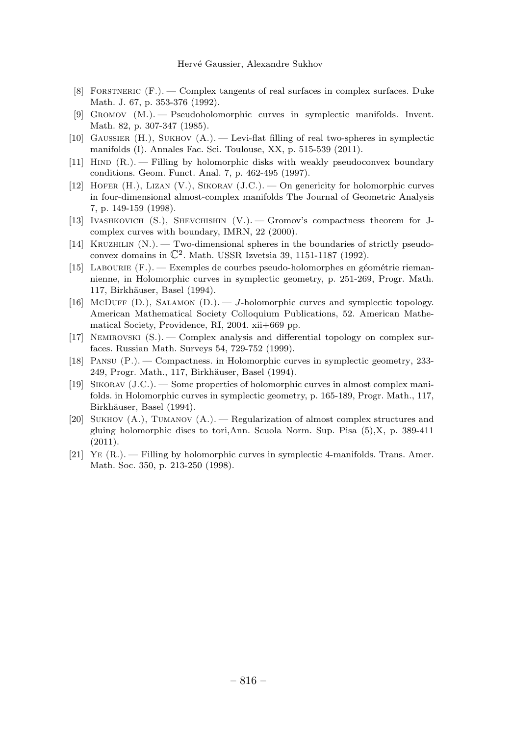[8] Forstneric (F.). — Complex tangents of real surfaces in complex surfaces. Duke Math. J. 67, p. 353-376 (1992).

[9] Gromov (M.). — Pseudoholomorphic curves in symplectic manifolds. Invent. Math. 82, p. 307-347 (1985).

[10] Gaussier (H.), Sukhov (A.). — Levi-flat filling of real two-spheres in symplectic manifolds (I). Annales Fac. Sci. Toulouse, XX, p. 515-539 (2011).

[11] Hind (R.). — Filling by holomorphic disks with weakly pseudoconvex boundary conditions. Geom. Funct. Anal. 7, p. 462-495 (1997).

[12] Hofer (H.), Lizan (V.), Sikorav (J.C.). — On genericity for holomorphic curves in four-dimensional almost-complex manifolds The Journal of Geometric Analysis 7, p. 149-159 (1998).

[13] Ivashkovich (S.), Shevchishin (V.). — Gromov's compactness theorem for J-complex curves with boundary, IMRN, 22 (2000).

[14] Kruzhilin (N.). — Two-dimensional spheres in the boundaries of strictly pseudoconvex domains in $\mathbb{C}^2$. Math. USSR Izvetsia 39, 1151-1187 (1992).

[15] Labourie (F.). — Exemples de courbes pseudo-holomorphes en géométrie riemannienne, in Holomorphic curves in symplectic geometry, p. 251-269, Progr. Math. 117, Birkhäuser, Basel (1994).

[16] McDuff (D.), Salamon (D.). — $J$-holomorphic curves and symplectic topology. American Mathematical Society Colloquium Publications, 52. American Mathematical Society, Providence, RI, 2004. xii+669 pp.

[17] Nemirovski (S.). — Complex analysis and differential topology on complex surfaces. Russian Math. Surveys 54, 729-752 (1999).

[18] Pansu (P.). — Compactness. in Holomorphic curves in symplectic geometry, 233-249, Progr. Math., 117, Birkhäuser, Basel (1994).

[19] Sikorav (J.C.). — Some properties of holomorphic curves in almost complex manifolds. in Holomorphic curves in symplectic geometry, p. 165-189, Progr. Math., 117, Birkhäuser, Basel (1994).

[20] Sukhov (A.), Tumanov (A.). — Regularization of almost complex structures and gluing holomorphic discs to tori,Ann. Scuola Norm. Sup. Pisa (5),X, p. 389-411 (2011).

[21] Ye (R.). — Filling by holomorphic curves in symplectic 4-manifolds. Trans. Amer. Math. Soc. 350, p. 213-250 (1998).